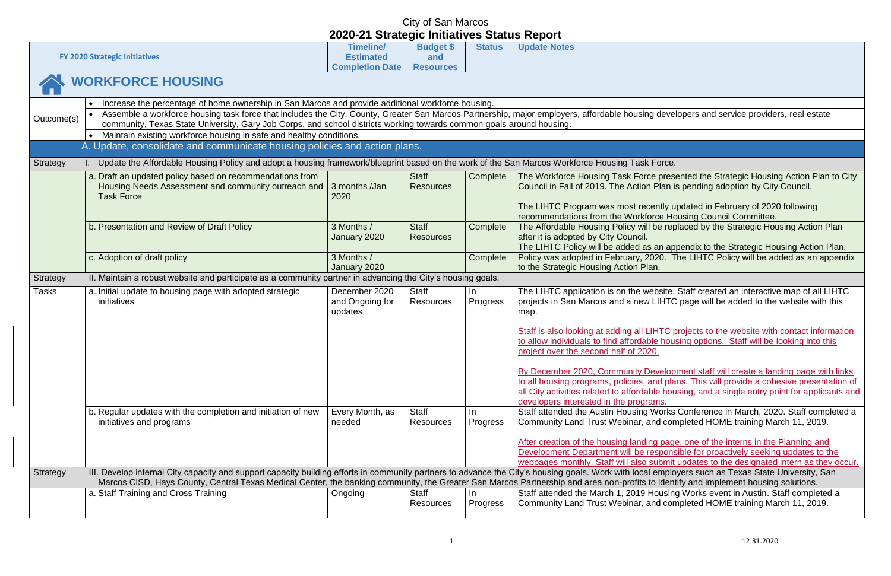# City of San Marcos

## 2020-21 Strategic Initiatives Status Report

| FY 2020 Strategic Initiatives | | Timeline/ Estimated Completion Date | Budget $ and Resources | Status | Update Notes |
|---|---|---|---|---|---|
| **WORKFORCE HOUSING** | | | | | |
| Outcome(s) | • Increase the percentage of home ownership in San Marcos and provide additional workforce housing.<br>• Assemble a workforce housing task force that includes the City, County, Greater San Marcos Partnership, major employers, affordable housing developers and service providers, real estate community, Texas State University, Gary Job Corps, and school districts working towards common goals around housing.<br>• Maintain existing workforce housing in safe and healthy conditions. | | | | |
| | A. Update, consolidate and communicate housing policies and action plans. | | | | |
| Strategy | I. Update the Affordable Housing Policy and adopt a housing framework/blueprint based on the work of the San Marcos Workforce Housing Task Force. | | | | |
| | a. Draft an updated policy based on recommendations from Housing Needs Assessment and community outreach and Task Force | 3 months /Jan 2020 | Staff Resources | Complete | The Workforce Housing Task Force presented the Strategic Housing Action Plan to City Council in Fall of 2019. The Action Plan is pending adoption by City Council.<br><br>The LIHTC Program was most recently updated in February of 2020 following recommendations from the Workforce Housing Council Committee. |
| | b. Presentation and Review of Draft Policy | 3 Months / January 2020 | Staff Resources | Complete | The Affordable Housing Policy will be replaced by the Strategic Housing Action Plan after it is adopted by City Council.<br>The LIHTC Policy will be added as an appendix to the Strategic Housing Action Plan. |
| | c. Adoption of draft policy | 3 Months / January 2020 | | Complete | Policy was adopted in February, 2020. The LIHTC Policy will be added as an appendix to the Strategic Housing Action Plan. |
| Strategy | II. Maintain a robust website and participate as a community partner in advancing the City's housing goals. | | | | |
| Tasks | a. Initial update to housing page with adopted strategic initiatives | December 2020 and Ongoing for updates | Staff Resources | In Progress | The LIHTC application is on the website. Staff created an interactive map of all LIHTC projects in San Marcos and a new LIHTC page will be added to the website with this map.<br><br>Staff is also looking at adding all LIHTC projects to the website with contact information to allow individuals to find affordable housing options. Staff will be looking into this project over the second half of 2020.<br><br>By December 2020, Community Development staff will create a landing page with links to all housing programs, policies, and plans. This will provide a cohesive presentation of all City activities related to affordable housing, and a single entry point for applicants and developers interested in the programs. |
| | b. Regular updates with the completion and initiation of new initiatives and programs | Every Month, as needed | Staff Resources | In Progress | Staff attended the Austin Housing Works Conference in March, 2020. Staff completed a Community Land Trust Webinar, and completed HOME training March 11, 2019.<br><br>After creation of the housing landing page, one of the interns in the Planning and Development Department will be responsible for proactively seeking updates to the webpages monthly. Staff will also submit updates to the designated intern as they occur. |
| Strategy | III. Develop internal City capacity and support capacity building efforts in community partners to advance the City's housing goals. Work with local employers such as Texas State University, San Marcos CISD, Hays County, Central Texas Medical Center, the banking community, the Greater San Marcos Partnership and area non-profits to identify and implement housing solutions. | | | | |
| | a. Staff Training and Cross Training | Ongoing | Staff Resources | In Progress | Staff attended the March 1, 2019 Housing Works event in Austin. Staff completed a Community Land Trust Webinar, and completed HOME training March 11, 2019. |

12.31.2020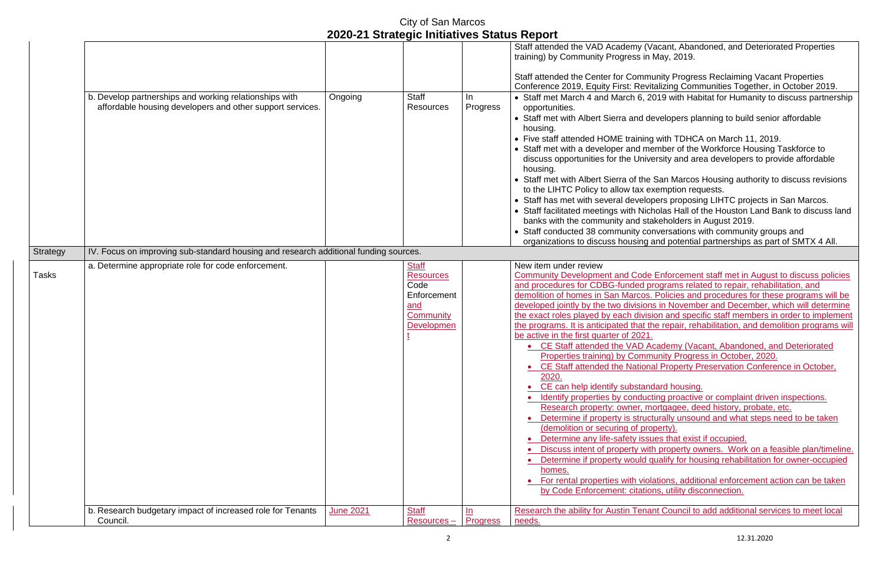# City of San Marcos
## 2020-21 Strategic Initiatives Status Report

| | | | | | |
|---|---|---|---|---|---|
| | | | | | Staff attended the VAD Academy (Vacant, Abandoned, and Deteriorated Properties training) by Community Progress in May, 2019.<br><br>Staff attended the Center for Community Progress Reclaiming Vacant Properties Conference 2019, Equity First: Revitalizing Communities Together, in October 2019. |
| | b. Develop partnerships and working relationships with affordable housing developers and other support services. | Ongoing | Staff Resources | In Progress | • Staff met March 4 and March 6, 2019 with Habitat for Humanity to discuss partnership opportunities.<br>• Staff met with Albert Sierra and developers planning to build senior affordable housing.<br>• Five staff attended HOME training with TDHCA on March 11, 2019.<br>• Staff met with a developer and member of the Workforce Housing Taskforce to discuss opportunities for the University and area developers to provide affordable housing.<br>• Staff met with Albert Sierra of the San Marcos Housing authority to discuss revisions to the LIHTC Policy to allow tax exemption requests.<br>• Staff has met with several developers proposing LIHTC projects in San Marcos.<br>• Staff facilitated meetings with Nicholas Hall of the Houston Land Bank to discuss land banks with the community and stakeholders in August 2019.<br>• Staff conducted 38 community conversations with community groups and organizations to discuss housing and potential partnerships as part of SMTX 4 All. |
| Strategy | IV. Focus on improving sub-standard housing and research additional funding sources. | | | | |
| Tasks | a. Determine appropriate role for code enforcement. | | Staff Resources Code Enforcement and Community Development | | New item under review<br>Community Development and Code Enforcement staff met in August to discuss policies and procedures for CDBG-funded programs related to repair, rehabilitation, and demolition of homes in San Marcos. Policies and procedures for these programs will be developed jointly by the two divisions in November and December, which will determine the exact roles played by each division and specific staff members in order to implement the programs. It is anticipated that the repair, rehabilitation, and demolition programs will be active in the first quarter of 2021.<br>• CE Staff attended the VAD Academy (Vacant, Abandoned, and Deteriorated Properties training) by Community Progress in October, 2020.<br>• CE Staff attended the National Property Preservation Conference in October, 2020.<br>• CE can help identify substandard housing.<br>• Identify properties by conducting proactive or complaint driven inspections. Research property: owner, mortgagee, deed history, probate, etc.<br>• Determine if property is structurally unsound and what steps need to be taken (demolition or securing of property).<br>• Determine any life-safety issues that exist if occupied.<br>• Discuss intent of property with property owners. Work on a feasible plan/timeline.<br>• Determine if property would qualify for housing rehabilitation for owner-occupied homes.<br>• For rental properties with violations, additional enforcement action can be taken by Code Enforcement: citations, utility disconnection. |
| | b. Research budgetary impact of increased role for Tenants Council. | June 2021 | Staff Resources – | In Progress | Research the ability for Austin Tenant Council to add additional services to meet local needs. |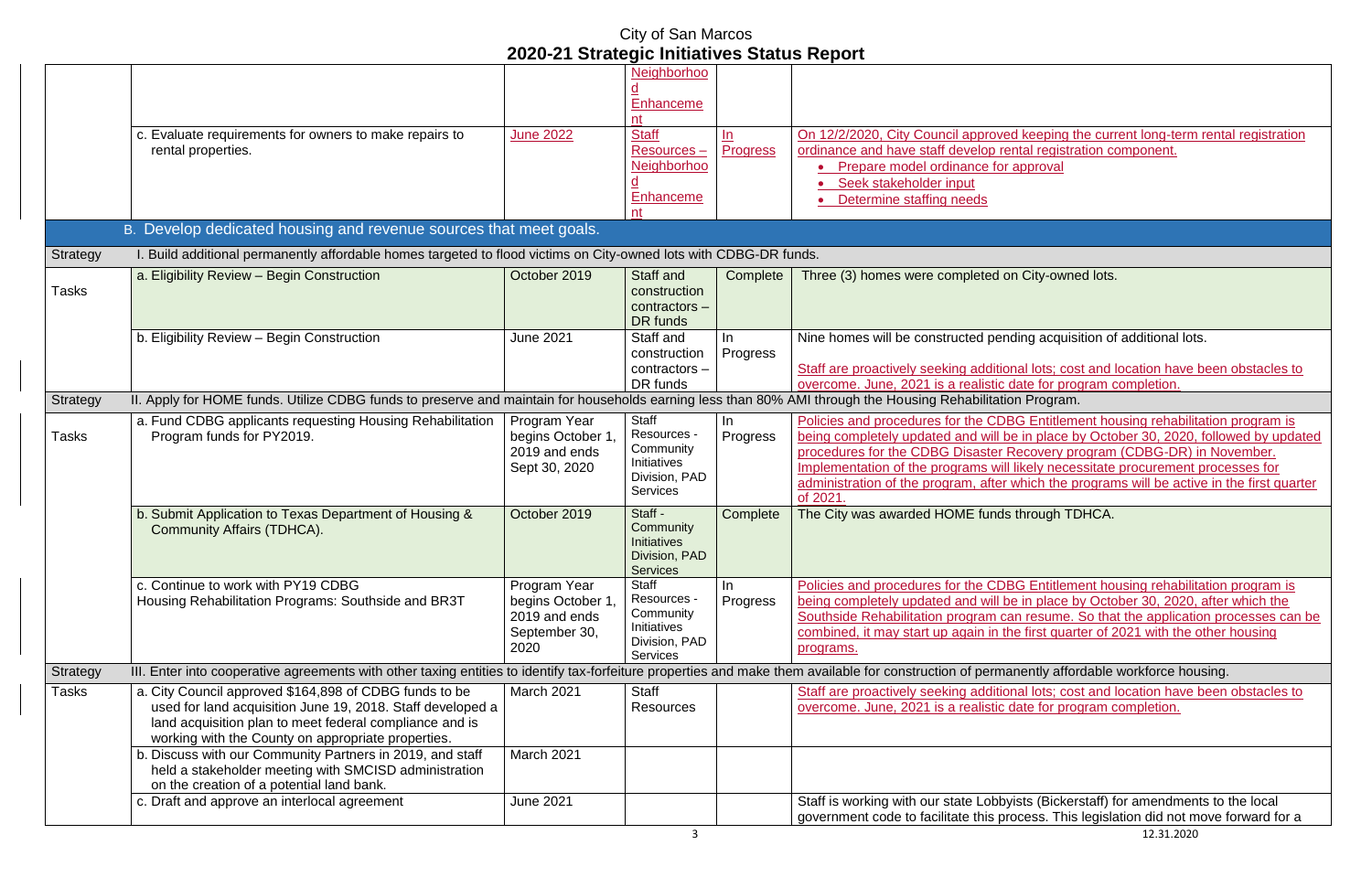# City of San Marcos
## 2020-21 Strategic Initiatives Status Report

| | | | | | |
|---|---|---|---|---|---|
| | | | Neighborhood Enhancement | | |
| | c. Evaluate requirements for owners to make repairs to rental properties. | June 2022 | Staff Resources – Neighborhood Enhancement | In Progress | On 12/2/2020, City Council approved keeping the current long-term rental registration ordinance and have staff develop rental registration component.<br>• Prepare model ordinance for approval<br>• Seek stakeholder input<br>• Determine staffing needs |
| | **B. Develop dedicated housing and revenue sources that meet goals.** | | | | |
| Strategy | I. Build additional permanently affordable homes targeted to flood victims on City-owned lots with CDBG-DR funds. | | | | |
| Tasks | a. Eligibility Review – Begin Construction | October 2019 | Staff and construction contractors – DR funds | Complete | Three (3) homes were completed on City-owned lots. |
| | b. Eligibility Review – Begin Construction | June 2021 | Staff and construction contractors – DR funds | In Progress | Nine homes will be constructed pending acquisition of additional lots.<br><br>Staff are proactively seeking additional lots; cost and location have been obstacles to overcome. June, 2021 is a realistic date for program completion. |
| Strategy | II. Apply for HOME funds. Utilize CDBG funds to preserve and maintain for households earning less than 80% AMI through the Housing Rehabilitation Program. | | | | |
| Tasks | a. Fund CDBG applicants requesting Housing Rehabilitation Program funds for PY2019. | Program Year begins October 1, 2019 and ends Sept 30, 2020 | Staff Resources - Community Initiatives Division, PAD Services | In Progress | Policies and procedures for the CDBG Entitlement housing rehabilitation program is being completely updated and will be in place by October 30, 2020, followed by updated procedures for the CDBG Disaster Recovery program (CDBG-DR) in November. Implementation of the programs will likely necessitate procurement processes for administration of the program, after which the programs will be active in the first quarter of 2021. |
| | b. Submit Application to Texas Department of Housing & Community Affairs (TDHCA). | October 2019 | Staff - Community Initiatives Division, PAD Services | Complete | The City was awarded HOME funds through TDHCA. |
| | c. Continue to work with PY19 CDBG Housing Rehabilitation Programs: Southside and BR3T | Program Year begins October 1, 2019 and ends September 30, 2020 | Staff Resources - Community Initiatives Division, PAD Services | In Progress | Policies and procedures for the CDBG Entitlement housing rehabilitation program is being completely updated and will be in place by October 30, 2020, after which the Southside Rehabilitation program can resume. So that the application processes can be combined, it may start up again in the first quarter of 2021 with the other housing programs. |
| Strategy | III. Enter into cooperative agreements with other taxing entities to identify tax-forfeiture properties and make them available for construction of permanently affordable workforce housing. | | | | |
| Tasks | a. City Council approved $164,898 of CDBG funds to be used for land acquisition June 19, 2018. Staff developed a land acquisition plan to meet federal compliance and is working with the County on appropriate properties. | March 2021 | Staff Resources | | Staff are proactively seeking additional lots; cost and location have been obstacles to overcome. June, 2021 is a realistic date for program completion. |
| | b. Discuss with our Community Partners in 2019, and staff held a stakeholder meeting with SMCISD administration on the creation of a potential land bank. | March 2021 | | | |
| | c. Draft and approve an interlocal agreement | June 2021 | | | Staff is working with our state Lobbyists (Bickerstaff) for amendments to the local government code to facilitate this process. This legislation did not move forward for a |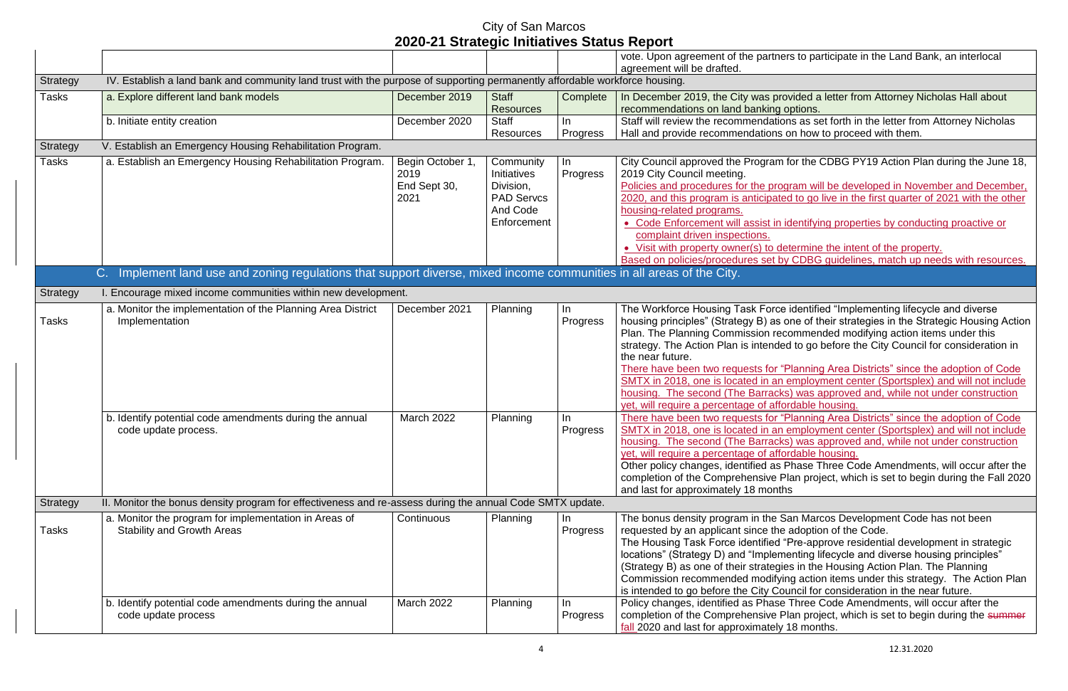# City of San Marcos
## 2020-21 Strategic Initiatives Status Report

| | | | | | |
|---|---|---|---|---|---|
| | | | | | vote. Upon agreement of the partners to participate in the Land Bank, an interlocal agreement will be drafted. |
| Strategy | IV. Establish a land bank and community land trust with the purpose of supporting permanently affordable workforce housing. | | | | |
| Tasks | a. Explore different land bank models | December 2019 | Staff Resources | Complete | In December 2019, the City was provided a letter from Attorney Nicholas Hall about recommendations on land banking options. |
| | b. Initiate entity creation | December 2020 | Staff Resources | In Progress | Staff will review the recommendations as set forth in the letter from Attorney Nicholas Hall and provide recommendations on how to proceed with them. |
| Strategy | V. Establish an Emergency Housing Rehabilitation Program. | | | | |
| Tasks | a. Establish an Emergency Housing Rehabilitation Program. | Begin October 1, 2019 End Sept 30, 2021 | Community Initiatives Division, PAD Servcs And Code Enforcement | In Progress | City Council approved the Program for the CDBG PY19 Action Plan during the June 18, 2019 City Council meeting. Policies and procedures for the program will be developed in November and December, 2020, and this program is anticipated to go live in the first quarter of 2021 with the other housing-related programs. • Code Enforcement will assist in identifying properties by conducting proactive or complaint driven inspections. • Visit with property owner(s) to determine the intent of the property. Based on policies/procedures set by CDBG guidelines, match up needs with resources. |
| | **C. Implement land use and zoning regulations that support diverse, mixed income communities in all areas of the City.** | | | | |
| Strategy | I. Encourage mixed income communities within new development. | | | | |
| Tasks | a. Monitor the implementation of the Planning Area District Implementation | December 2021 | Planning | In Progress | The Workforce Housing Task Force identified "Implementing lifecycle and diverse housing principles" (Strategy B) as one of their strategies in the Strategic Housing Action Plan. The Planning Commission recommended modifying action items under this strategy. The Action Plan is intended to go before the City Council for consideration in the near future. There have been two requests for "Planning Area Districts" since the adoption of Code SMTX in 2018, one is located in an employment center (Sportsplex) and will not include housing. The second (The Barracks) was approved and, while not under construction yet, will require a percentage of affordable housing. |
| | b. Identify potential code amendments during the annual code update process. | March 2022 | Planning | In Progress | There have been two requests for "Planning Area Districts" since the adoption of Code SMTX in 2018, one is located in an employment center (Sportsplex) and will not include housing. The second (The Barracks) was approved and, while not under construction yet, will require a percentage of affordable housing. Other policy changes, identified as Phase Three Code Amendments, will occur after the completion of the Comprehensive Plan project, which is set to begin during the Fall 2020 and last for approximately 18 months |
| Strategy | II. Monitor the bonus density program for effectiveness and re-assess during the annual Code SMTX update. | | | | |
| Tasks | a. Monitor the program for implementation in Areas of Stability and Growth Areas | Continuous | Planning | In Progress | The bonus density program in the San Marcos Development Code has not been requested by an applicant since the adoption of the Code. The Housing Task Force identified "Pre-approve residential development in strategic locations" (Strategy D) and "Implementing lifecycle and diverse housing principles" (Strategy B) as one of their strategies in the Housing Action Plan. The Planning Commission recommended modifying action items under this strategy. The Action Plan is intended to go before the City Council for consideration in the near future. |
| | b. Identify potential code amendments during the annual code update process | March 2022 | Planning | In Progress | Policy changes, identified as Phase Three Code Amendments, will occur after the completion of the Comprehensive Plan project, which is set to begin during the ~~summer~~ fall 2020 and last for approximately 18 months. |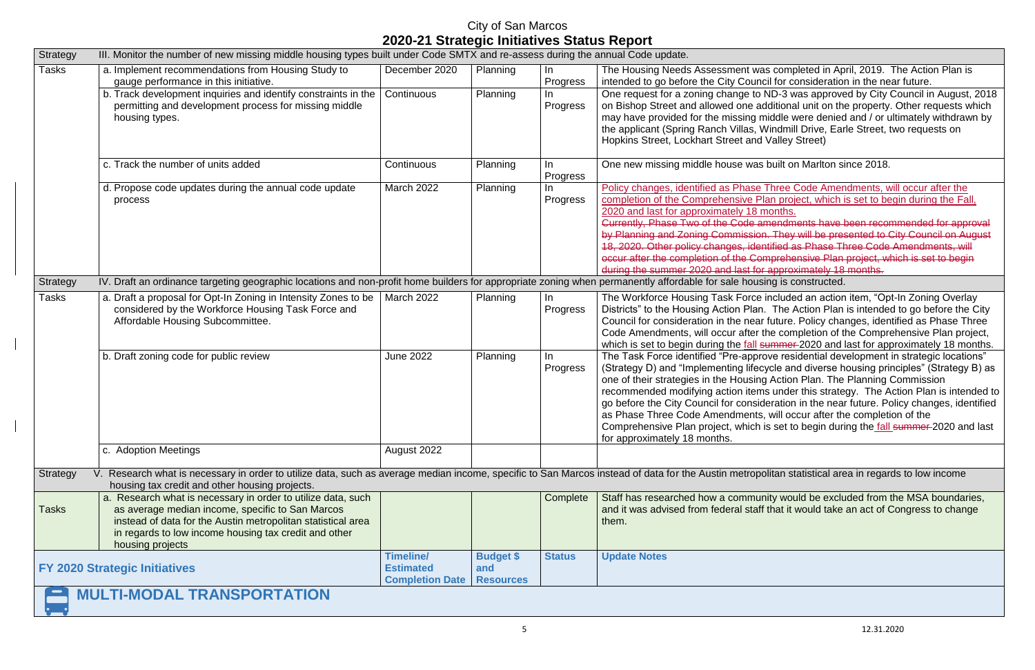# City of San Marcos
## 2020-21 Strategic Initiatives Status Report

| Strategy | III. Monitor the number of new missing middle housing types built under Code SMTX and re-assess during the annual Code update. | | | | |
|---|---|---|---|---|---|
| Tasks | a. Implement recommendations from Housing Study to gauge performance in this initiative. | December 2020 | Planning | In Progress | The Housing Needs Assessment was completed in April, 2019. The Action Plan is intended to go before the City Council for consideration in the near future. |
| | b. Track development inquiries and identify constraints in the permitting and development process for missing middle housing types. | Continuous | Planning | In Progress | One request for a zoning change to ND-3 was approved by City Council in August, 2018 on Bishop Street and allowed one additional unit on the property. Other requests which may have provided for the missing middle were denied and / or ultimately withdrawn by the applicant (Spring Ranch Villas, Windmill Drive, Earle Street, two requests on Hopkins Street, Lockhart Street and Valley Street) |
| | c. Track the number of units added | Continuous | Planning | In Progress | One new missing middle house was built on Marlton since 2018. |
| | d. Propose code updates during the annual code update process | March 2022 | Planning | In Progress | Policy changes, identified as Phase Three Code Amendments, will occur after the completion of the Comprehensive Plan project, which is set to begin during the Fall, 2020 and last for approximately 18 months. ~~Currently, Phase Two of the Code amendments have been recommended for approval by Planning and Zoning Commission. They will be presented to City Council on August 18, 2020. Other policy changes, identified as Phase Three Code Amendments, will occur after the completion of the Comprehensive Plan project, which is set to begin during the summer 2020 and last for approximately 18 months.~~ |
| Strategy | IV. Draft an ordinance targeting geographic locations and non-profit home builders for appropriate zoning when permanently affordable for sale housing is constructed. | | | | |
| Tasks | a. Draft a proposal for Opt-In Zoning in Intensity Zones to be considered by the Workforce Housing Task Force and Affordable Housing Subcommittee. | March 2022 | Planning | In Progress | The Workforce Housing Task Force included an action item, "Opt-In Zoning Overlay Districts" to the Housing Action Plan. The Action Plan is intended to go before the City Council for consideration in the near future. Policy changes, identified as Phase Three Code Amendments, will occur after the completion of the Comprehensive Plan project, which is set to begin during the fall ~~summer~~ 2020 and last for approximately 18 months. |
| | b. Draft zoning code for public review | June 2022 | Planning | In Progress | The Task Force identified "Pre-approve residential development in strategic locations" (Strategy D) and "Implementing lifecycle and diverse housing principles" (Strategy B) as one of their strategies in the Housing Action Plan. The Planning Commission recommended modifying action items under this strategy. The Action Plan is intended to go before the City Council for consideration in the near future. Policy changes, identified as Phase Three Code Amendments, will occur after the completion of the Comprehensive Plan project, which is set to begin during the fall ~~summer~~ 2020 and last for approximately 18 months. |
| | c. Adoption Meetings | August 2022 | | | |
| Strategy | V. Research what is necessary in order to utilize data, such as average median income, specific to San Marcos instead of data for the Austin metropolitan statistical area in regards to low income housing tax credit and other housing projects. | | | | |
| Tasks | a. Research what is necessary in order to utilize data, such as average median income, specific to San Marcos instead of data for the Austin metropolitan statistical area in regards to low income housing tax credit and other housing projects | | | Complete | Staff has researched how a community would be excluded from the MSA boundaries, and it was advised from federal staff that it would take an act of Congress to change them. |
| **FY 2020 Strategic Initiatives** | | **Timeline/ Estimated Completion Date** | **Budget $ and Resources** | **Status** | **Update Notes** |

## MULTI-MODAL TRANSPORTATION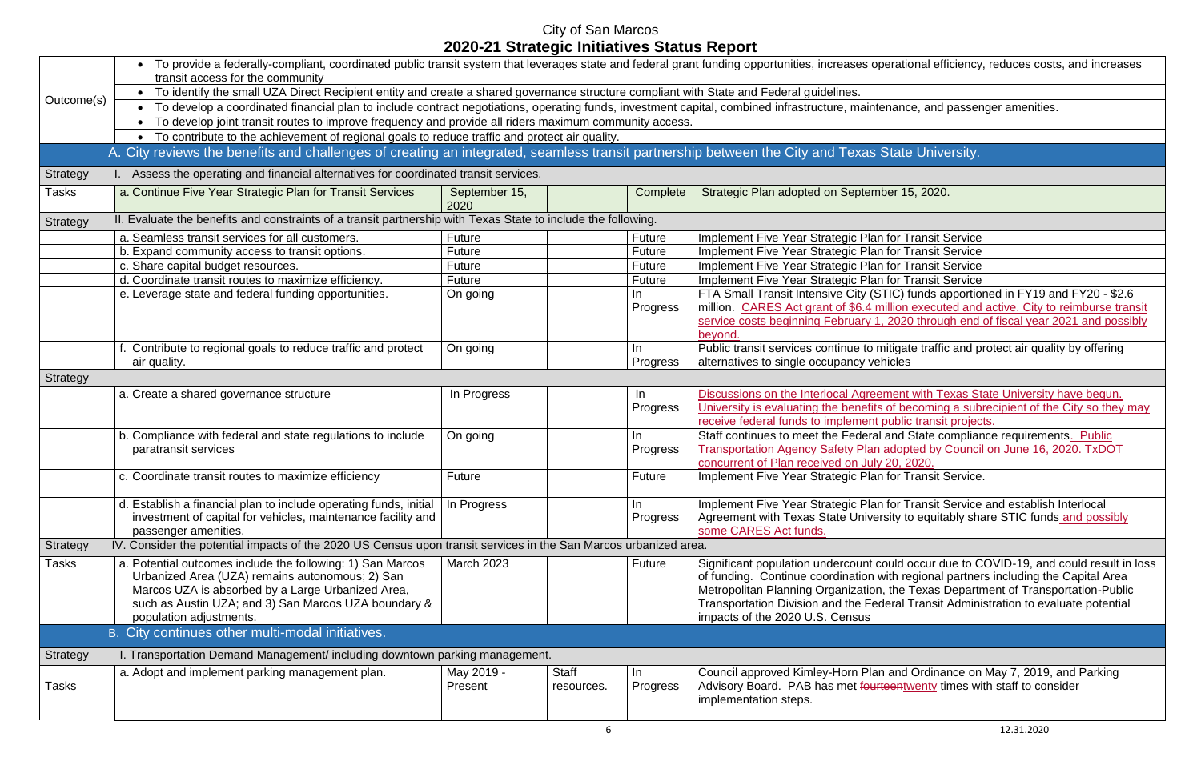# City of San Marcos

## 2020-21 Strategic Initiatives Status Report

| | | | | | |
|---|---|---|---|---|---|
| Outcome(s) | • To provide a federally-compliant, coordinated public transit system that leverages state and federal grant funding opportunities, increases operational efficiency, reduces costs, and increases transit access for the community<br>• To identify the small UZA Direct Recipient entity and create a shared governance structure compliant with State and Federal guidelines.<br>• To develop a coordinated financial plan to include contract negotiations, operating funds, investment capital, combined infrastructure, maintenance, and passenger amenities.<br>• To develop joint transit routes to improve frequency and provide all riders maximum community access.<br>• To contribute to the achievement of regional goals to reduce traffic and protect air quality. | | | | |
| | **A. City reviews the benefits and challenges of creating an integrated, seamless transit partnership between the City and Texas State University.** | | | | |
| Strategy | I. Assess the operating and financial alternatives for coordinated transit services. | | | | |
| Tasks | a. Continue Five Year Strategic Plan for Transit Services | September 15, 2020 | | Complete | Strategic Plan adopted on September 15, 2020. |
| Strategy | II. Evaluate the benefits and constraints of a transit partnership with Texas State to include the following. | | | | |
| | a. Seamless transit services for all customers. | Future | | Future | Implement Five Year Strategic Plan for Transit Service |
| | b. Expand community access to transit options. | Future | | Future | Implement Five Year Strategic Plan for Transit Service |
| | c. Share capital budget resources. | Future | | Future | Implement Five Year Strategic Plan for Transit Service |
| | d. Coordinate transit routes to maximize efficiency. | Future | | Future | Implement Five Year Strategic Plan for Transit Service |
| | e. Leverage state and federal funding opportunities. | On going | | In Progress | FTA Small Transit Intensive City (STIC) funds apportioned in FY19 and FY20 - $2.6 million. CARES Act grant of $6.4 million executed and active. City to reimburse transit service costs beginning February 1, 2020 through end of fiscal year 2021 and possibly beyond. |
| | f. Contribute to regional goals to reduce traffic and protect air quality. | On going | | In Progress | Public transit services continue to mitigate traffic and protect air quality by offering alternatives to single occupancy vehicles |
| Strategy | | | | | |
| | a. Create a shared governance structure | In Progress | | In Progress | Discussions on the Interlocal Agreement with Texas State University have begun. University is evaluating the benefits of becoming a subrecipient of the City so they may receive federal funds to implement public transit projects. |
| | b. Compliance with federal and state regulations to include paratransit services | On going | | In Progress | Staff continues to meet the Federal and State compliance requirements. Public Transportation Agency Safety Plan adopted by Council on June 16, 2020. TxDOT concurrent of Plan received on July 20, 2020. |
| | c. Coordinate transit routes to maximize efficiency | Future | | Future | Implement Five Year Strategic Plan for Transit Service. |
| | d. Establish a financial plan to include operating funds, initial investment of capital for vehicles, maintenance facility and passenger amenities. | In Progress | | In Progress | Implement Five Year Strategic Plan for Transit Service and establish Interlocal Agreement with Texas State University to equitably share STIC funds and possibly some CARES Act funds. |
| Strategy | IV. Consider the potential impacts of the 2020 US Census upon transit services in the San Marcos urbanized area. | | | | |
| Tasks | a. Potential outcomes include the following: 1) San Marcos Urbanized Area (UZA) remains autonomous; 2) San Marcos UZA is absorbed by a Large Urbanized Area, such as Austin UZA; and 3) San Marcos UZA boundary & population adjustments. | March 2023 | | Future | Significant population undercount could occur due to COVID-19, and could result in loss of funding. Continue coordination with regional partners including the Capital Area Metropolitan Planning Organization, the Texas Department of Transportation-Public Transportation Division and the Federal Transit Administration to evaluate potential impacts of the 2020 U.S. Census |
| | **B. City continues other multi-modal initiatives.** | | | | |
| Strategy | I. Transportation Demand Management/ including downtown parking management. | | | | |
| Tasks | a. Adopt and implement parking management plan. | May 2019 - Present | Staff resources. | In Progress | Council approved Kimley-Horn Plan and Ordinance on May 7, 2019, and Parking Advisory Board. PAB has met ~~fourteen~~twenty times with staff to consider implementation steps. |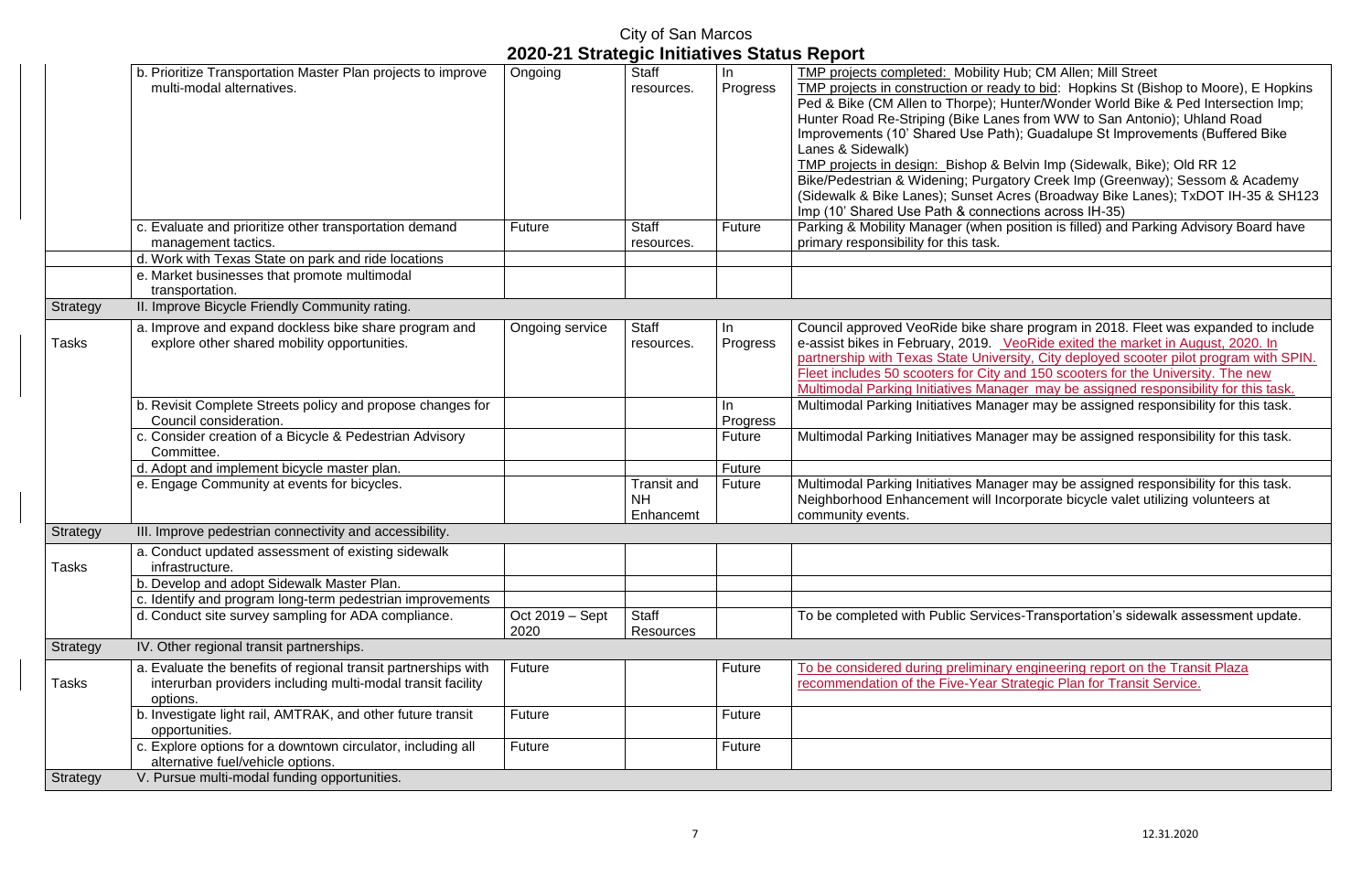# City of San Marcos
## 2020-21 Strategic Initiatives Status Report

| | | | | | |
|---|---|---|---|---|---|
| | b. Prioritize Transportation Master Plan projects to improve multi-modal alternatives. | Ongoing | Staff resources. | In Progress | TMP projects completed: Mobility Hub; CM Allen; Mill Street<br>TMP projects in construction or ready to bid: Hopkins St (Bishop to Moore), E Hopkins Ped & Bike (CM Allen to Thorpe); Hunter/Wonder World Bike & Ped Intersection Imp; Hunter Road Re-Striping (Bike Lanes from WW to San Antonio); Uhland Road Improvements (10' Shared Use Path); Guadalupe St Improvements (Buffered Bike Lanes & Sidewalk)<br>TMP projects in design: Bishop & Belvin Imp (Sidewalk, Bike); Old RR 12 Bike/Pedestrian & Widening; Purgatory Creek Imp (Greenway); Sessom & Academy (Sidewalk & Bike Lanes); Sunset Acres (Broadway Bike Lanes); TxDOT IH-35 & SH123 Imp (10' Shared Use Path & connections across IH-35) |
| | c. Evaluate and prioritize other transportation demand management tactics. | Future | Staff resources. | Future | Parking & Mobility Manager (when position is filled) and Parking Advisory Board have primary responsibility for this task. |
| | d. Work with Texas State on park and ride locations | | | | |
| | e. Market businesses that promote multimodal transportation. | | | | |
| Strategy | II. Improve Bicycle Friendly Community rating. | | | | |
| Tasks | a. Improve and expand dockless bike share program and explore other shared mobility opportunities. | Ongoing service | Staff resources. | In Progress | Council approved VeoRide bike share program in 2018. Fleet was expanded to include e-assist bikes in February, 2019. VeoRide exited the market in August, 2020. In partnership with Texas State University, City deployed scooter pilot program with SPIN. Fleet includes 50 scooters for City and 150 scooters for the University. The new Multimodal Parking Initiatives Manager may be assigned responsibility for this task. |
| | b. Revisit Complete Streets policy and propose changes for Council consideration. | | | In Progress | Multimodal Parking Initiatives Manager may be assigned responsibility for this task. |
| | c. Consider creation of a Bicycle & Pedestrian Advisory Committee. | | | Future | Multimodal Parking Initiatives Manager may be assigned responsibility for this task. |
| | d. Adopt and implement bicycle master plan. | | | Future | |
| | e. Engage Community at events for bicycles. | | Transit and NH Enhancemt | Future | Multimodal Parking Initiatives Manager may be assigned responsibility for this task. Neighborhood Enhancement will Incorporate bicycle valet utilizing volunteers at community events. |
| Strategy | III. Improve pedestrian connectivity and accessibility. | | | | |
| Tasks | a. Conduct updated assessment of existing sidewalk infrastructure. | | | | |
| | b. Develop and adopt Sidewalk Master Plan. | | | | |
| | c. Identify and program long-term pedestrian improvements | | | | |
| | d. Conduct site survey sampling for ADA compliance. | Oct 2019 – Sept 2020 | Staff Resources | | To be completed with Public Services-Transportation's sidewalk assessment update. |
| Strategy | IV. Other regional transit partnerships. | | | | |
| Tasks | a. Evaluate the benefits of regional transit partnerships with interurban providers including multi-modal transit facility options. | Future | | Future | To be considered during preliminary engineering report on the Transit Plaza recommendation of the Five-Year Strategic Plan for Transit Service. |
| | b. Investigate light rail, AMTRAK, and other future transit opportunities. | Future | | Future | |
| | c. Explore options for a downtown circulator, including all alternative fuel/vehicle options. | Future | | Future | |
| Strategy | V. Pursue multi-modal funding opportunities. | | | | |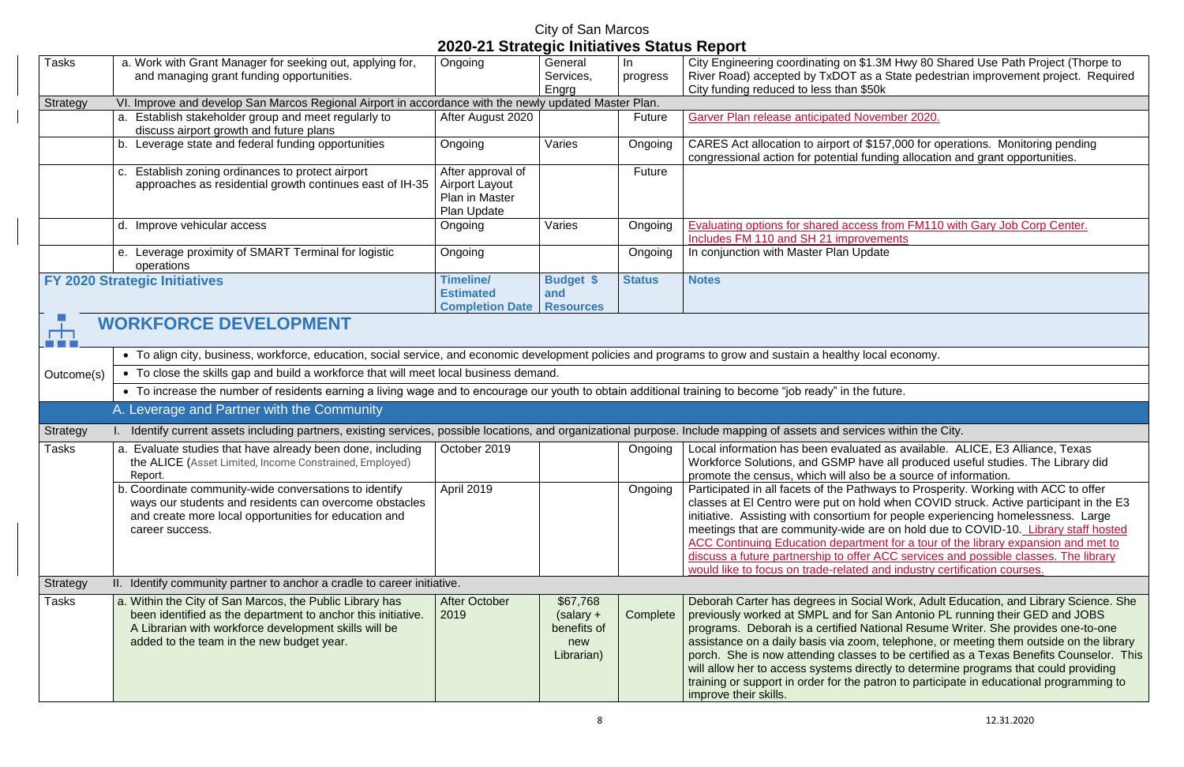# City of San Marcos
## 2020-21 Strategic Initiatives Status Report

| | | | | | |
|---|---|---|---|---|---|
| Tasks | a. Work with Grant Manager for seeking out, applying for, and managing grant funding opportunities. | Ongoing | General Services, Engrg | In progress | City Engineering coordinating on $1.3M Hwy 80 Shared Use Path Project (Thorpe to River Road) accepted by TxDOT as a State pedestrian improvement project. Required City funding reduced to less than $50k |
| Strategy | VI. Improve and develop San Marcos Regional Airport in accordance with the newly updated Master Plan. | | | | |
| | a. Establish stakeholder group and meet regularly to discuss airport growth and future plans | After August 2020 | | Future | Garver Plan release anticipated November 2020. |
| | b. Leverage state and federal funding opportunities | Ongoing | Varies | Ongoing | CARES Act allocation to airport of $157,000 for operations. Monitoring pending congressional action for potential funding allocation and grant opportunities. |
| | c. Establish zoning ordinances to protect airport approaches as residential growth continues east of IH-35 | After approval of Airport Layout Plan in Master Plan Update | | Future | |
| | d. Improve vehicular access | Ongoing | Varies | Ongoing | Evaluating options for shared access from FM110 with Gary Job Corp Center. Includes FM 110 and SH 21 improvements |
| | e. Leverage proximity of SMART Terminal for logistic operations | Ongoing | | Ongoing | In conjunction with Master Plan Update |

| FY 2020 Strategic Initiatives | | Timeline/ Estimated Completion Date | Budget $ and Resources | Status | Notes |
|---|---|---|---|---|---|
| **WORKFORCE DEVELOPMENT** | | | | | |
| Outcome(s) | • To align city, business, workforce, education, social service, and economic development policies and programs to grow and sustain a healthy local economy. | | | | |
| | • To close the skills gap and build a workforce that will meet local business demand. | | | | |
| | • To increase the number of residents earning a living wage and to encourage our youth to obtain additional training to become "job ready" in the future. | | | | |
| | A. Leverage and Partner with the Community | | | | |
| Strategy | I. Identify current assets including partners, existing services, possible locations, and organizational purpose. Include mapping of assets and services within the City. | | | | |
| Tasks | a. Evaluate studies that have already been done, including the ALICE (Asset Limited, Income Constrained, Employed) Report. | October 2019 | | Ongoing | Local information has been evaluated as available. ALICE, E3 Alliance, Texas Workforce Solutions, and GSMP have all produced useful studies. The Library did promote the census, which will also be a source of information. |
| | b. Coordinate community-wide conversations to identify ways our students and residents can overcome obstacles and create more local opportunities for education and career success. | April 2019 | | Ongoing | Participated in all facets of the Pathways to Prosperity. Working with ACC to offer classes at El Centro were put on hold when COVID struck. Active participant in the E3 initiative. Assisting with consortium for people experiencing homelessness. Large meetings that are community-wide are on hold due to COVID-10. Library staff hosted ACC Continuing Education department for a tour of the library expansion and met to discuss a future partnership to offer ACC services and possible classes. The library would like to focus on trade-related and industry certification courses. |
| Strategy | II. Identify community partner to anchor a cradle to career initiative. | | | | |
| Tasks | a. Within the City of San Marcos, the Public Library has been identified as the department to anchor this initiative. A Librarian with workforce development skills will be added to the team in the new budget year. | After October 2019 | $67,768 (salary + benefits of new Librarian) | Complete | Deborah Carter has degrees in Social Work, Adult Education, and Library Science. She previously worked at SMPL and for San Antonio PL running their GED and JOBS programs. Deborah is a certified National Resume Writer. She provides one-to-one assistance on a daily basis via zoom, telephone, or meeting them outside on the library porch. She is now attending classes to be certified as a Texas Benefits Counselor. This will allow her to access systems directly to determine programs that could providing training or support in order for the patron to participate in educational programming to improve their skills. |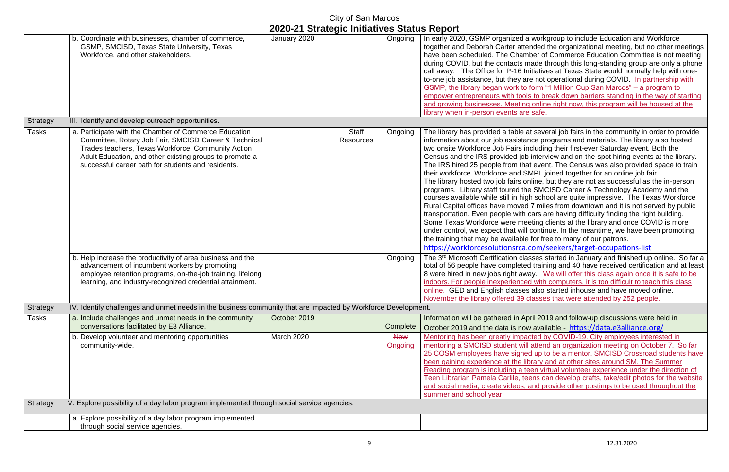# City of San Marcos
## 2020-21 Strategic Initiatives Status Report

| | | | | | |
|---|---|---|---|---|---|
| | b. Coordinate with businesses, chamber of commerce, GSMP, SMCISD, Texas State University, Texas Workforce, and other stakeholders. | January 2020 | | Ongoing | In early 2020, GSMP organized a workgroup to include Education and Workforce together and Deborah Carter attended the organizational meeting, but no other meetings have been scheduled. The Chamber of Commerce Education Committee is not meeting during COVID, but the contacts made through this long-standing group are only a phone call away. The Office for P-16 Initiatives at Texas State would normally help with one-to-one job assistance, but they are not operational during COVID. In partnership with GSMP, the library began work to form "1 Million Cup San Marcos" – a program to empower entrepreneurs with tools to break down barriers standing in the way of starting and growing businesses. Meeting online right now, this program will be housed at the library when in-person events are safe. |
| Strategy | III. Identify and develop outreach opportunities. | | | | |
| Tasks | a. Participate with the Chamber of Commerce Education Committee, Rotary Job Fair, SMCISD Career & Technical Trades teachers, Texas Workforce, Community Action Adult Education, and other existing groups to promote a successful career path for students and residents. | | Staff Resources | Ongoing | The library has provided a table at several job fairs in the community in order to provide information about our job assistance programs and materials. The library also hosted two onsite Workforce Job Fairs including their first-ever Saturday event. Both the Census and the IRS provided job interview and on-the-spot hiring events at the library. The IRS hired 25 people from that event. The Census was also provided space to train their workforce. Workforce and SMPL joined together for an online job fair. The library hosted two job fairs online, but they are not as successful as the in-person programs. Library staff toured the SMCISD Career & Technology Academy and the courses available while still in high school are quite impressive. The Texas Workforce Rural Capital offices have moved 7 miles from downtown and it is not served by public transportation. Even people with cars are having difficulty finding the right building. Some Texas Workforce were meeting clients at the library and once COVID is more under control, we expect that will continue. In the meantime, we have been promoting the training that may be available for free to many of our patrons. https://workforcesolutionsrca.com/seekers/target-occupations-list |
| | b. Help increase the productivity of area business and the advancement of incumbent workers by promoting employee retention programs, on-the-job training, lifelong learning, and industry-recognized credential attainment. | | | Ongoing | The 3rd Microsoft Certification classes started in January and finished up online. So far a total of 56 people have completed training and 40 have received certification and at least 8 were hired in new jobs right away. We will offer this class again once it is safe to be indoors. For people inexperienced with computers, it is too difficult to teach this class online. GED and English classes also started inhouse and have moved online. November the library offered 39 classes that were attended by 252 people. |
| Strategy | IV. Identify challenges and unmet needs in the business community that are impacted by Workforce Development. | | | | |
| Tasks | a. Include challenges and unmet needs in the community conversations facilitated by E3 Alliance. | October 2019 | | Complete | Information will be gathered in April 2019 and follow-up discussions were held in October 2019 and the data is now available - https://data.e3alliance.org/ |
| | b. Develop volunteer and mentoring opportunities community-wide. | March 2020 | | ~~New~~ Ongoing | Mentoring has been greatly impacted by COVID-19. City employees interested in mentoring a SMCISD student will attend an organization meeting on October 7. So far 25 COSM employees have signed up to be a mentor. SMCISD Crossroad students have been gaining experience at the library and at other sites around SM. The Summer Reading program is including a teen virtual volunteer experience under the direction of Teen Librarian Pamela Carlile, teens can develop crafts, take/edit photos for the website and social media, create videos, and provide other postings to be used throughout the summer and school year. |
| Strategy | V. Explore possibility of a day labor program implemented through social service agencies. | | | | |
| | a. Explore possibility of a day labor program implemented through social service agencies. | | | | |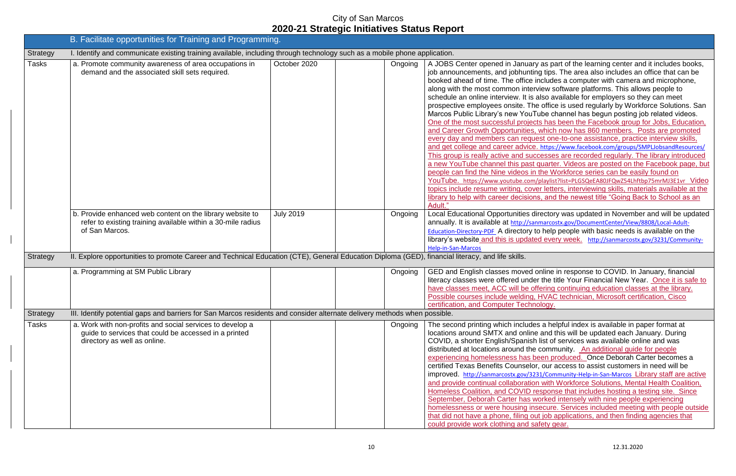# City of San Marcos
## 2020-21 Strategic Initiatives Status Report

| | B. Facilitate opportunities for Training and Programming. | | | | |
|---|---|---|---|---|---|
| Strategy | I. Identify and communicate existing training available, including through technology such as a mobile phone application. | | | | |
| Tasks | a. Promote community awareness of area occupations in demand and the associated skill sets required. | October 2020 | | Ongoing | A JOBS Center opened in January as part of the learning center and it includes books, job announcements, and jobhunting tips. The area also includes an office that can be booked ahead of time. The office includes a computer with camera and microphone, along with the most common interview software platforms. This allows people to schedule an online interview. It is also available for employers so they can meet prospective employees onsite. The office is used regularly by Workforce Solutions. San Marcos Public Library's new YouTube channel has begun posting job related videos. One of the most successful projects has been the Facebook group for Jobs, Education, and Career Growth Opportunities, which now has 860 members. Posts are promoted every day and members can request one-to-one assistance, practice interview skills, and get college and career advice. https://www.facebook.com/groups/SMPLJobsandResources/ This group is really active and successes are recorded regularly. The library introduced a new YouTube channel this past quarter. Videos are posted on the Facebook page, but people can find the Nine videos in the Workforce series can be easily found on YouTube. https://www.youtube.com/playlist?list=PLGSQeEA80JFQwZ54Lhftbp75mrMJ3E1vr Video topics include resume writing, cover letters, interviewing skills, materials available at the library to help with career decisions, and the newest title "Going Back to School as an Adult." |
| | b. Provide enhanced web content on the library website to refer to existing training available within a 30-mile radius of San Marcos. | July 2019 | | Ongoing | Local Educational Opportunities directory was updated in November and will be updated annually. It is available at http://sanmarcostx.gov/DocumentCenter/View/8808/Local-Adult-Education-Directory-PDF A directory to help people with basic needs is available on the library's website and this is updated every week. http://sanmarcostx.gov/3231/Community-Help-in-San-Marcos |
| Strategy | II. Explore opportunities to promote Career and Technical Education (CTE), General Education Diploma (GED), financial literacy, and life skills. | | | | |
| | a. Programming at SM Public Library | | | Ongoing | GED and English classes moved online in response to COVID. In January, financial literacy classes were offered under the title Your Financial New Year. Once it is safe to have classes meet, ACC will be offering continuing education classes at the library. Possible courses include welding, HVAC technician, Microsoft certification, Cisco certification, and Computer Technology. |
| Strategy | III. Identify potential gaps and barriers for San Marcos residents and consider alternate delivery methods when possible. | | | | |
| Tasks | a. Work with non-profits and social services to develop a guide to services that could be accessed in a printed directory as well as online. | | | Ongoing | The second printing which includes a helpful index is available in paper format at locations around SMTX and online and this will be updated each January. During COVID, a shorter English/Spanish list of services was available online and was distributed at locations around the community. An additional guide for people experiencing homelessness has been produced. Once Deborah Carter becomes a certified Texas Benefits Counselor, our access to assist customers in need will be improved. http://sanmarcostx.gov/3231/Community-Help-in-San-Marcos Library staff are active and provide continual collaboration with Workforce Solutions, Mental Health Coalition, Homeless Coalition, and COVID response that includes hosting a testing site. Since September, Deborah Carter has worked intensely with nine people experiencing homelessness or were housing insecure. Services included meeting with people outside that did not have a phone, filing out job applications, and then finding agencies that could provide work clothing and safety gear. |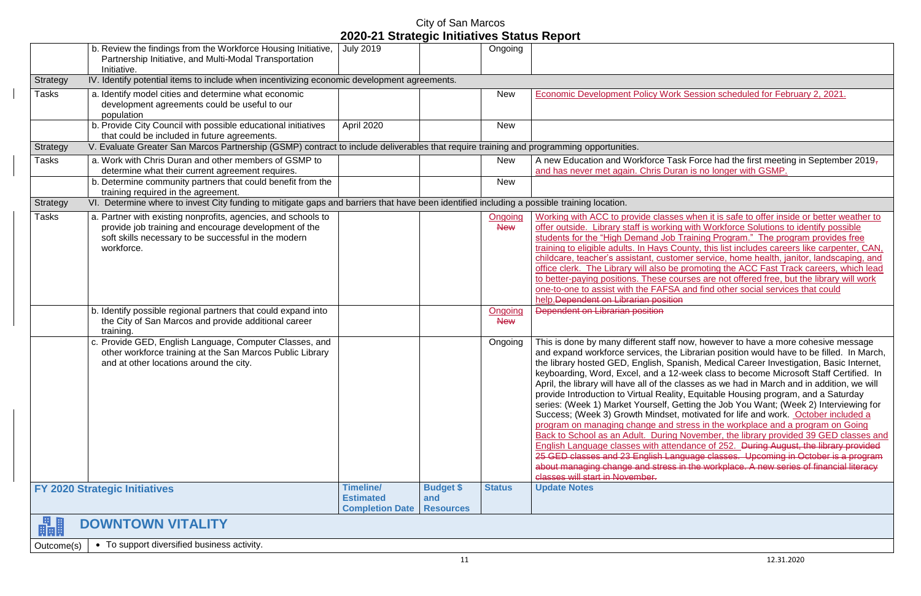# City of San Marcos
## 2020-21 Strategic Initiatives Status Report

| | | | | | |
|---|---|---|---|---|---|
| | b. Review the findings from the Workforce Housing Initiative, Partnership Initiative, and Multi-Modal Transportation Initiative. | July 2019 | | Ongoing | |
| Strategy | IV. Identify potential items to include when incentivizing economic development agreements. | | | | |
| Tasks | a. Identify model cities and determine what economic development agreements could be useful to our population | | | New | Economic Development Policy Work Session scheduled for February 2, 2021. |
| | b. Provide City Council with possible educational initiatives that could be included in future agreements. | April 2020 | | New | |
| Strategy | V. Evaluate Greater San Marcos Partnership (GSMP) contract to include deliverables that require training and programming opportunities. | | | | |
| Tasks | a. Work with Chris Duran and other members of GSMP to determine what their current agreement requires. | | | New | A new Education and Workforce Task Force had the first meeting in September 2019~~,~~ and has never met again. Chris Duran is no longer with GSMP. |
| | b. Determine community partners that could benefit from the training required in the agreement. | | | New | |
| Strategy | VI. Determine where to invest City funding to mitigate gaps and barriers that have been identified including a possible training location. | | | | |
| Tasks | a. Partner with existing nonprofits, agencies, and schools to provide job training and encourage development of the soft skills necessary to be successful in the modern workforce. | | | Ongoing ~~New~~ | Working with ACC to provide classes when it is safe to offer inside or better weather to offer outside. Library staff is working with Workforce Solutions to identify possible students for the "High Demand Job Training Program." The program provides free training to eligible adults. In Hays County, this list includes careers like carpenter, CAN, childcare, teacher's assistant, customer service, home health, janitor, landscaping, and office clerk. The Library will also be promoting the ACC Fast Track careers, which lead to better-paying positions. These courses are not offered free, but the library will work one-to-one to assist with the FAFSA and find other social services that could help.~~Dependent on Librarian position~~ |
| | b. Identify possible regional partners that could expand into the City of San Marcos and provide additional career training. | | | Ongoing ~~New~~ | ~~Dependent on Librarian position~~ |
| | c. Provide GED, English Language, Computer Classes, and other workforce training at the San Marcos Public Library and at other locations around the city. | | | Ongoing | This is done by many different staff now, however to have a more cohesive message and expand workforce services, the Librarian position would have to be filled. In March, the library hosted GED, English, Spanish, Medical Career Investigation, Basic Internet, keyboarding, Word, Excel, and a 12-week class to become Microsoft Staff Certified. In April, the library will have all of the classes as we had in March and in addition, we will provide Introduction to Virtual Reality, Equitable Housing program, and a Saturday series: (Week 1) Market Yourself, Getting the Job You Want; (Week 2) Interviewing for Success; (Week 3) Growth Mindset, motivated for life and work. October included a program on managing change and stress in the workplace and a program on Going Back to School as an Adult. During November, the library provided 39 GED classes and English Language classes with attendance of 252. ~~During August, the library provided 25 GED classes and 23 English Language classes. Upcoming in October is a program about managing change and stress in the workplace. A new series of financial literacy classes will start in November.~~ |
| **FY 2020 Strategic Initiatives** | | **Timeline/ Estimated Completion Date** | **Budget $ and Resources** | **Status** | **Update Notes** |

## DOWNTOWN VITALITY

| | |
|---|---|
| Outcome(s) | • To support diversified business activity. |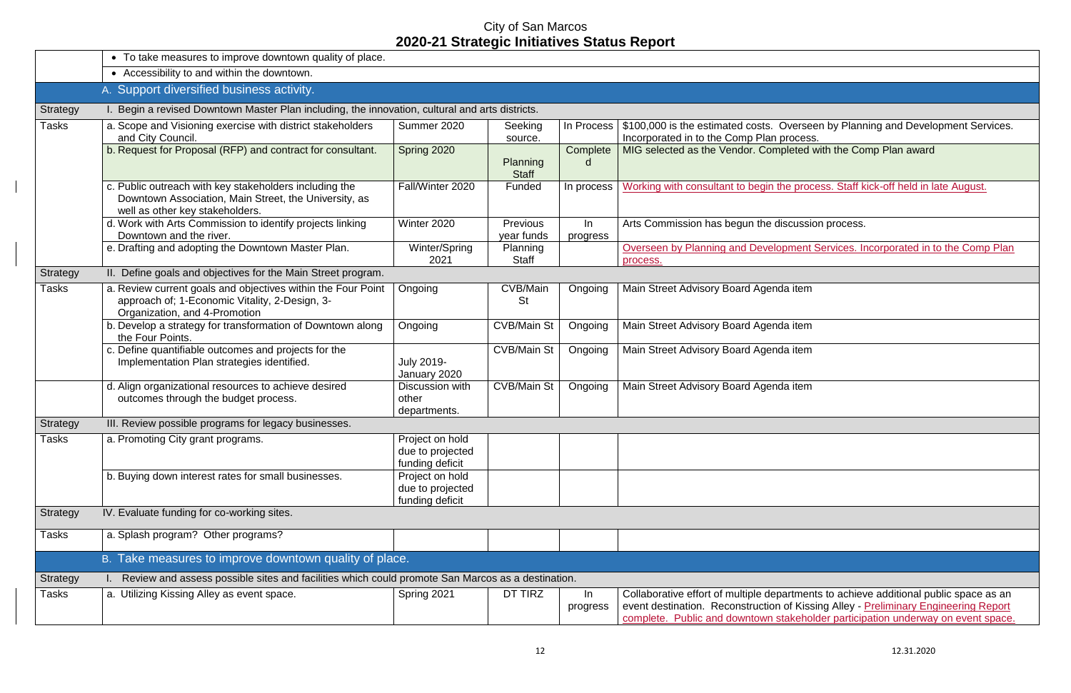# City of San Marcos
## 2020-21 Strategic Initiatives Status Report

| | | | | | |
|---|---|---|---|---|---|
| | • To take measures to improve downtown quality of place. | | | | |
| | • Accessibility to and within the downtown. | | | | |
| | **A. Support diversified business activity.** | | | | |
| Strategy | I. Begin a revised Downtown Master Plan including, the innovation, cultural and arts districts. | | | | |
| Tasks | a. Scope and Visioning exercise with district stakeholders and City Council. | Summer 2020 | Seeking source. | In Process | $100,000 is the estimated costs. Overseen by Planning and Development Services. Incorporated in to the Comp Plan process. |
| | b. Request for Proposal (RFP) and contract for consultant. | Spring 2020 | Planning Staff | Completed | MIG selected as the Vendor. Completed with the Comp Plan award |
| | c. Public outreach with key stakeholders including the Downtown Association, Main Street, the University, as well as other key stakeholders. | Fall/Winter 2020 | Funded | In process | Working with consultant to begin the process. Staff kick-off held in late August. |
| | d. Work with Arts Commission to identify projects linking Downtown and the river. | Winter 2020 | Previous year funds | In progress | Arts Commission has begun the discussion process. |
| | e. Drafting and adopting the Downtown Master Plan. | Winter/Spring 2021 | Planning Staff | | Overseen by Planning and Development Services. Incorporated in to the Comp Plan process. |
| Strategy | II. Define goals and objectives for the Main Street program. | | | | |
| Tasks | a. Review current goals and objectives within the Four Point approach of; 1-Economic Vitality, 2-Design, 3-Organization, and 4-Promotion | Ongoing | CVB/Main St | Ongoing | Main Street Advisory Board Agenda item |
| | b. Develop a strategy for transformation of Downtown along the Four Points. | Ongoing | CVB/Main St | Ongoing | Main Street Advisory Board Agenda item |
| | c. Define quantifiable outcomes and projects for the Implementation Plan strategies identified. | July 2019-January 2020 | CVB/Main St | Ongoing | Main Street Advisory Board Agenda item |
| | d. Align organizational resources to achieve desired outcomes through the budget process. | Discussion with other departments. | CVB/Main St | Ongoing | Main Street Advisory Board Agenda item |
| Strategy | III. Review possible programs for legacy businesses. | | | | |
| Tasks | a. Promoting City grant programs. | Project on hold due to projected funding deficit | | | |
| | b. Buying down interest rates for small businesses. | Project on hold due to projected funding deficit | | | |
| Strategy | IV. Evaluate funding for co-working sites. | | | | |
| Tasks | a. Splash program? Other programs? | | | | |
| | **B. Take measures to improve downtown quality of place.** | | | | |
| Strategy | I. Review and assess possible sites and facilities which could promote San Marcos as a destination. | | | | |
| Tasks | a. Utilizing Kissing Alley as event space. | Spring 2021 | DT TIRZ | In progress | Collaborative effort of multiple departments to achieve additional public space as an event destination. Reconstruction of Kissing Alley - Preliminary Engineering Report complete. Public and downtown stakeholder participation underway on event space. |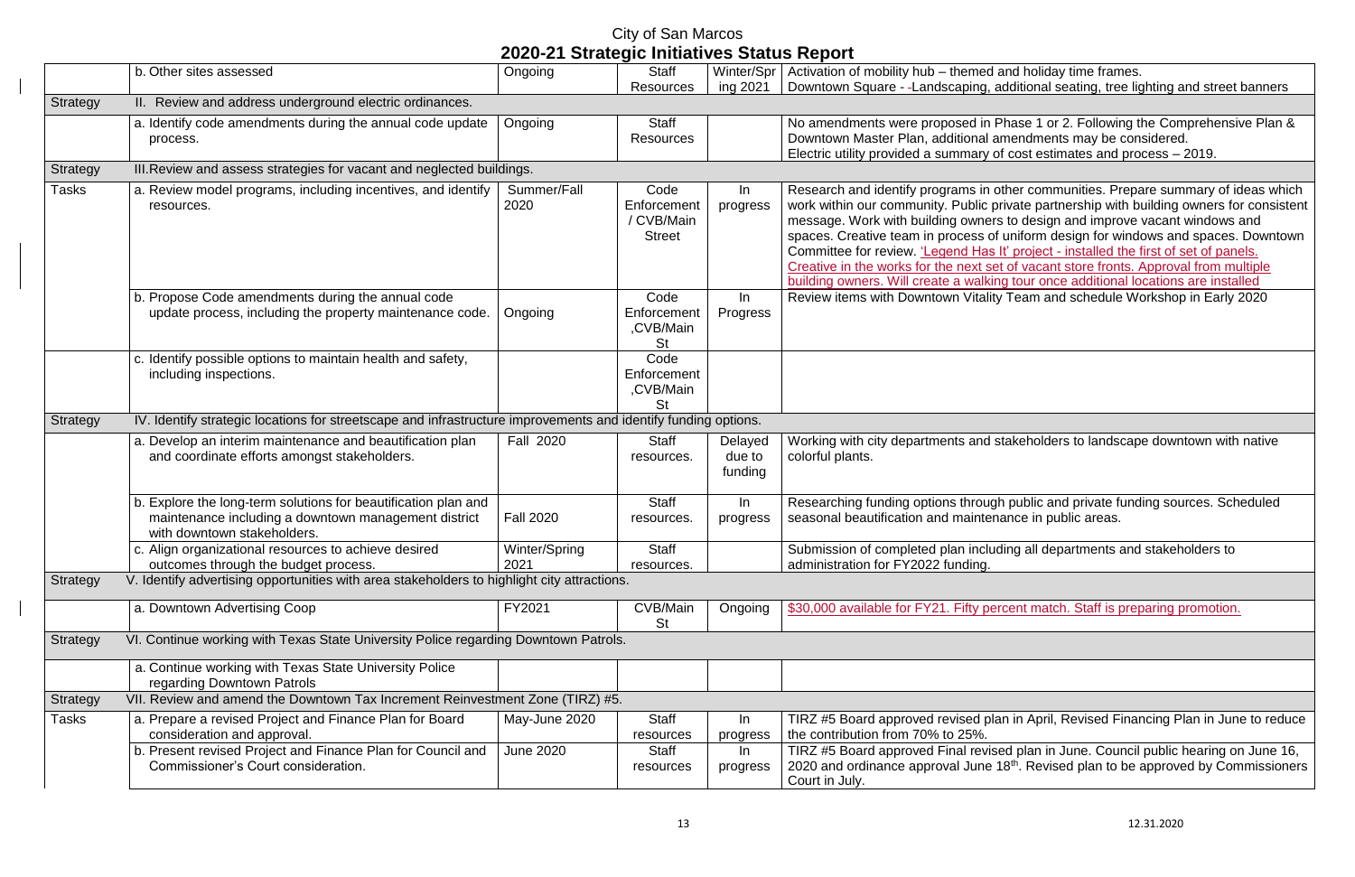# City of San Marcos
## 2020-21 Strategic Initiatives Status Report

| | | | | | |
|---|---|---|---|---|---|
| | b. Other sites assessed | Ongoing | Staff Resources | Winter/Spring 2021 | Activation of mobility hub – themed and holiday time frames. Downtown Square - -Landscaping, additional seating, tree lighting and street banners |
| Strategy | II. Review and address underground electric ordinances. | | | | |
| | a. Identify code amendments during the annual code update process. | Ongoing | Staff Resources | | No amendments were proposed in Phase 1 or 2. Following the Comprehensive Plan & Downtown Master Plan, additional amendments may be considered. Electric utility provided a summary of cost estimates and process – 2019. |
| Strategy | III. Review and assess strategies for vacant and neglected buildings. | | | | |
| Tasks | a. Review model programs, including incentives, and identify resources. | Summer/Fall 2020 | Code Enforcement / CVB/Main Street | In progress | Research and identify programs in other communities. Prepare summary of ideas which work within our community. Public private partnership with building owners for consistent message. Work with building owners to design and improve vacant windows and spaces. Creative team in process of uniform design for windows and spaces. Downtown Committee for review. 'Legend Has It' project - installed the first of set of panels. Creative in the works for the next set of vacant store fronts. Approval from multiple building owners. Will create a walking tour once additional locations are installed |
| | b. Propose Code amendments during the annual code update process, including the property maintenance code. | Ongoing | Code Enforcement ,CVB/Main St | In Progress | Review items with Downtown Vitality Team and schedule Workshop in Early 2020 |
| | c. Identify possible options to maintain health and safety, including inspections. | | Code Enforcement ,CVB/Main St | | |
| Strategy | IV. Identify strategic locations for streetscape and infrastructure improvements and identify funding options. | | | | |
| | a. Develop an interim maintenance and beautification plan and coordinate efforts amongst stakeholders. | Fall 2020 | Staff resources. | Delayed due to funding | Working with city departments and stakeholders to landscape downtown with native colorful plants. |
| | b. Explore the long-term solutions for beautification plan and maintenance including a downtown management district with downtown stakeholders. | Fall 2020 | Staff resources. | In progress | Researching funding options through public and private funding sources. Scheduled seasonal beautification and maintenance in public areas. |
| | c. Align organizational resources to achieve desired outcomes through the budget process. | Winter/Spring 2021 | Staff resources. | | Submission of completed plan including all departments and stakeholders to administration for FY2022 funding. |
| Strategy | V. Identify advertising opportunities with area stakeholders to highlight city attractions. | | | | |
| | a. Downtown Advertising Coop | FY2021 | CVB/Main St | Ongoing | $30,000 available for FY21. Fifty percent match. Staff is preparing promotion. |
| Strategy | VI. Continue working with Texas State University Police regarding Downtown Patrols. | | | | |
| | a. Continue working with Texas State University Police regarding Downtown Patrols | | | | |
| Strategy | VII. Review and amend the Downtown Tax Increment Reinvestment Zone (TIRZ) #5. | | | | |
| Tasks | a. Prepare a revised Project and Finance Plan for Board consideration and approval. | May-June 2020 | Staff resources | In progress | TIRZ #5 Board approved revised plan in April, Revised Financing Plan in June to reduce the contribution from 70% to 25%. |
| | b. Present revised Project and Finance Plan for Council and Commissioner's Court consideration. | June 2020 | Staff resources | In progress | TIRZ #5 Board approved Final revised plan in June. Council public hearing on June 16, 2020 and ordinance approval June 18th. Revised plan to be approved by Commissioners Court in July. |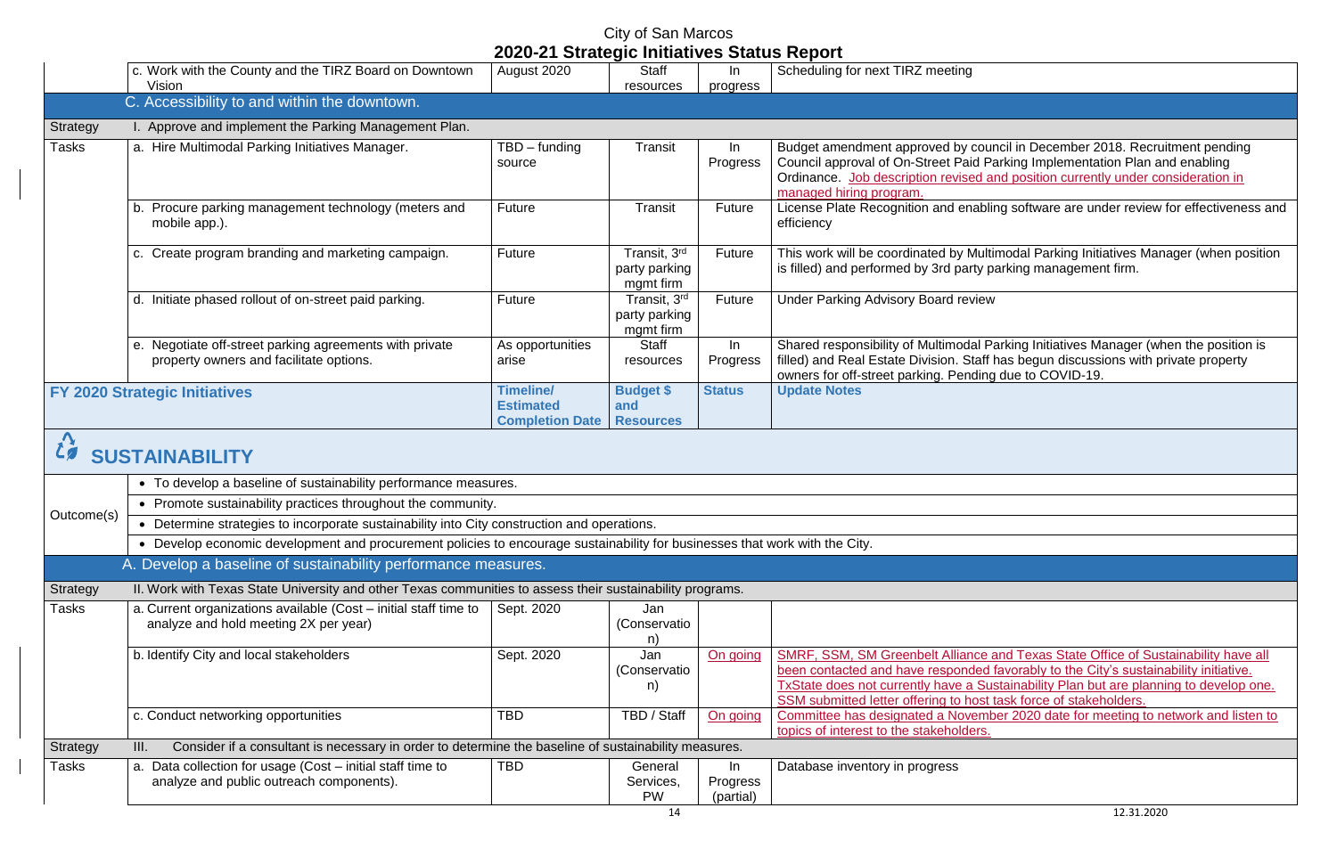# City of San Marcos
## 2020-21 Strategic Initiatives Status Report

| | | | | | |
|---|---|---|---|---|---|
| | c. Work with the County and the TIRZ Board on Downtown Vision | August 2020 | Staff resources | In progress | Scheduling for next TIRZ meeting |
| | **C. Accessibility to and within the downtown.** | | | | |
| Strategy | I. Approve and implement the Parking Management Plan. | | | | |
| Tasks | a. Hire Multimodal Parking Initiatives Manager. | TBD – funding source | Transit | In Progress | Budget amendment approved by council in December 2018. Recruitment pending Council approval of On-Street Paid Parking Implementation Plan and enabling Ordinance. Job description revised and position currently under consideration in managed hiring program. |
| | b. Procure parking management technology (meters and mobile app.). | Future | Transit | Future | License Plate Recognition and enabling software are under review for effectiveness and efficiency |
| | c. Create program branding and marketing campaign. | Future | Transit, 3rd party parking mgmt firm | Future | This work will be coordinated by Multimodal Parking Initiatives Manager (when position is filled) and performed by 3rd party parking management firm. |
| | d. Initiate phased rollout of on-street paid parking. | Future | Transit, 3rd party parking mgmt firm | Future | Under Parking Advisory Board review |
| | e. Negotiate off-street parking agreements with private property owners and facilitate options. | As opportunities arise | Staff resources | In Progress | Shared responsibility of Multimodal Parking Initiatives Manager (when the position is filled) and Real Estate Division. Staff has begun discussions with private property owners for off-street parking. Pending due to COVID-19. |

| FY 2020 Strategic Initiatives | | Timeline/ Estimated Completion Date | Budget $ and Resources | Status | Update Notes |
|---|---|---|---|---|---|
| **SUSTAINABILITY** | | | | | |
| Outcome(s) | • To develop a baseline of sustainability performance measures. | | | | |
| | • Promote sustainability practices throughout the community. | | | | |
| | • Determine strategies to incorporate sustainability into City construction and operations. | | | | |
| | • Develop economic development and procurement policies to encourage sustainability for businesses that work with the City. | | | | |
| | **A. Develop a baseline of sustainability performance measures.** | | | | |
| Strategy | II. Work with Texas State University and other Texas communities to assess their sustainability programs. | | | | |
| Tasks | a. Current organizations available (Cost – initial staff time to analyze and hold meeting 2X per year) | Sept. 2020 | Jan (Conservation) | | |
| | b. Identify City and local stakeholders | Sept. 2020 | Jan (Conservation) | On going | SMRF, SSM, SM Greenbelt Alliance and Texas State Office of Sustainability have all been contacted and have responded favorably to the City's sustainability initiative. TxState does not currently have a Sustainability Plan but are planning to develop one. SSM submitted letter offering to host task force of stakeholders. |
| | c. Conduct networking opportunities | TBD | TBD / Staff | On going | Committee has designated a November 2020 date for meeting to network and listen to topics of interest to the stakeholders. |
| Strategy | III. Consider if a consultant is necessary in order to determine the baseline of sustainability measures. | | | | |
| Tasks | a. Data collection for usage (Cost – initial staff time to analyze and public outreach components). | TBD | General Services, PW | In Progress (partial) | Database inventory in progress |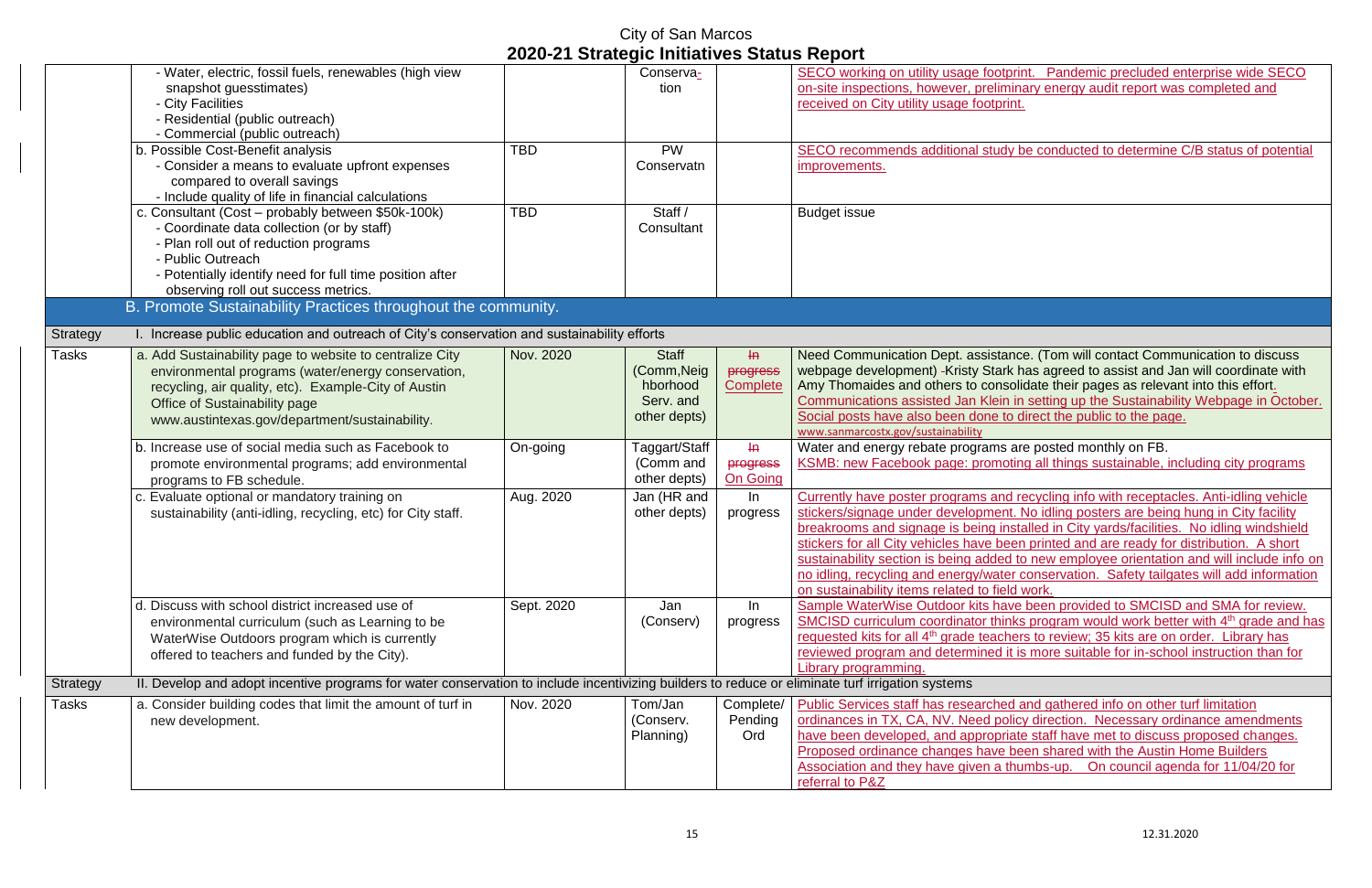# City of San Marcos
## 2020-21 Strategic Initiatives Status Report

| | | | | | |
|---|---|---|---|---|---|
| | - Water, electric, fossil fuels, renewables (high view snapshot guesstimates)<br>- City Facilities<br>- Residential (public outreach)<br>- Commercial (public outreach) | | Conserva-tion | | SECO working on utility usage footprint. Pandemic precluded enterprise wide SECO on-site inspections, however, preliminary energy audit report was completed and received on City utility usage footprint. |
| | b. Possible Cost-Benefit analysis<br>- Consider a means to evaluate upfront expenses compared to overall savings<br>- Include quality of life in financial calculations | TBD | PW Conservatn | | SECO recommends additional study be conducted to determine C/B status of potential improvements. |
| | c. Consultant (Cost – probably between $50k-100k)<br>- Coordinate data collection (or by staff)<br>- Plan roll out of reduction programs<br>- Public Outreach<br>- Potentially identify need for full time position after observing roll out success metrics. | TBD | Staff / Consultant | | Budget issue |
| | **B. Promote Sustainability Practices throughout the community.** | | | | |
| Strategy | I. Increase public education and outreach of City's conservation and sustainability efforts | | | | |
| Tasks | a. Add Sustainability page to website to centralize City environmental programs (water/energy conservation, recycling, air quality, etc). Example-City of Austin Office of Sustainability page www.austintexas.gov/department/sustainability. | Nov. 2020 | Staff (Comm,Neighborhood Serv. and other depts) | ~~In progress~~ Complete | Need Communication Dept. assistance. (Tom will contact Communication to discuss webpage development) -Kristy Stark has agreed to assist and Jan will coordinate with Amy Thomaides and others to consolidate their pages as relevant into this effort. Communications assisted Jan Klein in setting up the Sustainability Webpage in October. Social posts have also been done to direct the public to the page. www.sanmarcostx.gov/sustainability |
| | b. Increase use of social media such as Facebook to promote environmental programs; add environmental programs to FB schedule. | On-going | Taggart/Staff (Comm and other depts) | ~~In progress~~ On Going | Water and energy rebate programs are posted monthly on FB.<br>KSMB: new Facebook page: promoting all things sustainable, including city programs |
| | c. Evaluate optional or mandatory training on sustainability (anti-idling, recycling, etc) for City staff. | Aug. 2020 | Jan (HR and other depts) | In progress | Currently have poster programs and recycling info with receptacles. Anti-idling vehicle stickers/signage under development. No idling posters are being hung in City facility breakrooms and signage is being installed in City yards/facilities. No idling windshield stickers for all City vehicles have been printed and are ready for distribution. A short sustainability section is being added to new employee orientation and will include info on no idling, recycling and energy/water conservation. Safety tailgates will add information on sustainability items related to field work. |
| | d. Discuss with school district increased use of environmental curriculum (such as Learning to be WaterWise Outdoors program which is currently offered to teachers and funded by the City). | Sept. 2020 | Jan (Conserv) | In progress | Sample WaterWise Outdoor kits have been provided to SMCISD and SMA for review. SMCISD curriculum coordinator thinks program would work better with 4th grade and has requested kits for all 4th grade teachers to review; 35 kits are on order. Library has reviewed program and determined it is more suitable for in-school instruction than for Library programming. |
| Strategy | II. Develop and adopt incentive programs for water conservation to include incentivizing builders to reduce or eliminate turf irrigation systems | | | | |
| Tasks | a. Consider building codes that limit the amount of turf in new development. | Nov. 2020 | Tom/Jan (Conserv. Planning) | Complete/ Pending Ord | Public Services staff has researched and gathered info on other turf limitation ordinances in TX, CA, NV. Need policy direction. Necessary ordinance amendments have been developed, and appropriate staff have met to discuss proposed changes. Proposed ordinance changes have been shared with the Austin Home Builders Association and they have given a thumbs-up. On council agenda for 11/04/20 for referral to P&Z |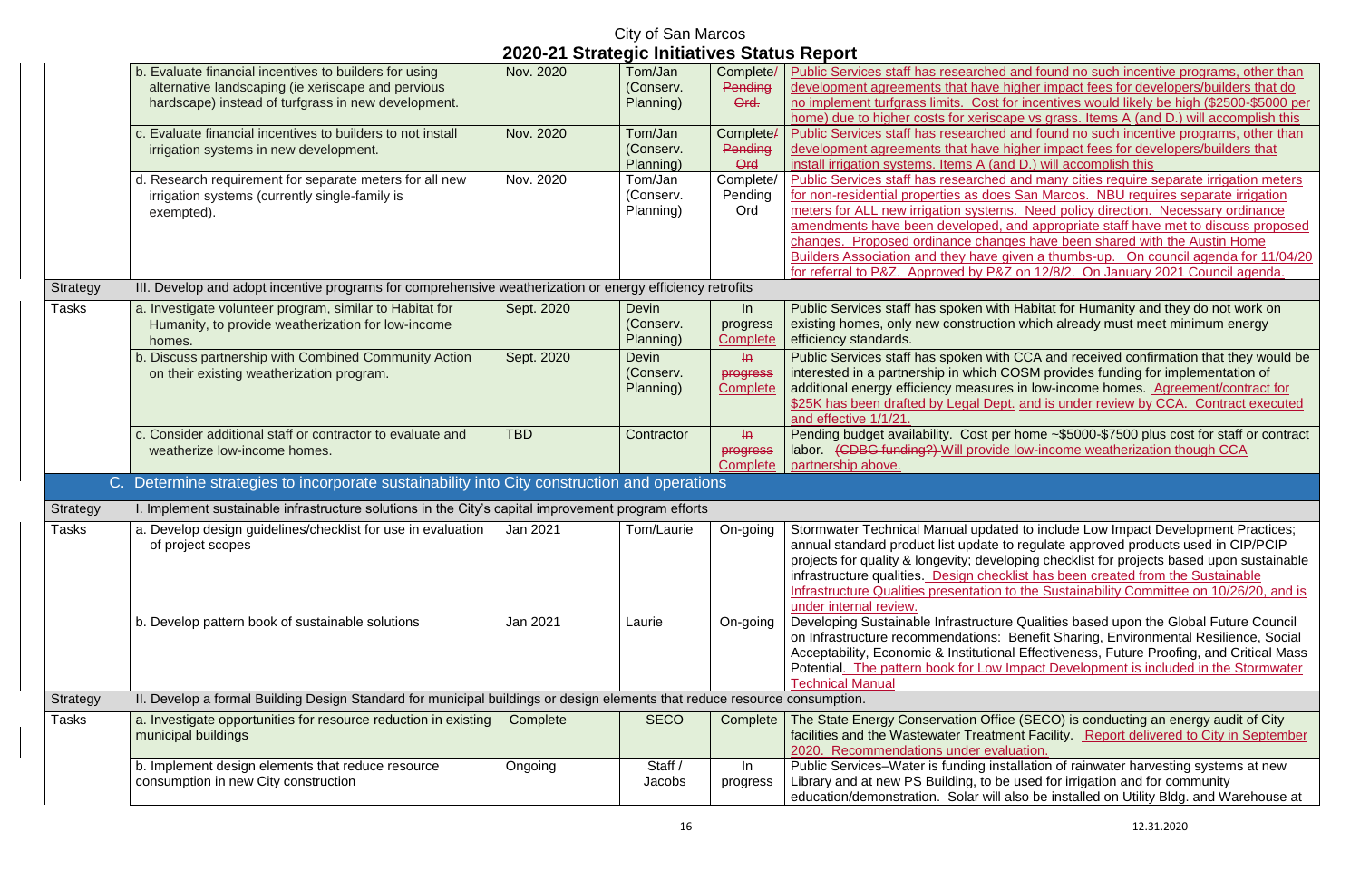# City of San Marcos
## 2020-21 Strategic Initiatives Status Report

| | | | | | |
|---|---|---|---|---|---|
| | b. Evaluate financial incentives to builders for using alternative landscaping (ie xeriscape and pervious hardscape) instead of turfgrass in new development. | Nov. 2020 | Tom/Jan (Conserv. Planning) | Complete/ ~~Pending Ord.~~ | Public Services staff has researched and found no such incentive programs, other than development agreements that have higher impact fees for developers/builders that do no implement turfgrass limits. Cost for incentives would likely be high ($2500-$5000 per home) due to higher costs for xeriscape vs grass. Items A (and D.) will accomplish this |
| | c. Evaluate financial incentives to builders to not install irrigation systems in new development. | Nov. 2020 | Tom/Jan (Conserv. Planning) | Complete/ ~~Pending Ord~~ | Public Services staff has researched and found no such incentive programs, other than development agreements that have higher impact fees for developers/builders that install irrigation systems. Items A (and D.) will accomplish this |
| | d. Research requirement for separate meters for all new irrigation systems (currently single-family is exempted). | Nov. 2020 | Tom/Jan (Conserv. Planning) | Complete/ Pending Ord | Public Services staff has researched and many cities require separate irrigation meters for non-residential properties as does San Marcos. NBU requires separate irrigation meters for ALL new irrigation systems. Need policy direction. Necessary ordinance amendments have been developed, and appropriate staff have met to discuss proposed changes. Proposed ordinance changes have been shared with the Austin Home Builders Association and they have given a thumbs-up. On council agenda for 11/04/20 for referral to P&Z. Approved by P&Z on 12/8/2. On January 2021 Council agenda. |
| Strategy | III. Develop and adopt incentive programs for comprehensive weatherization or energy efficiency retrofits | | | | |
| Tasks | a. Investigate volunteer program, similar to Habitat for Humanity, to provide weatherization for low-income homes. | Sept. 2020 | Devin (Conserv. Planning) | In progress Complete | Public Services staff has spoken with Habitat for Humanity and they do not work on existing homes, only new construction which already must meet minimum energy efficiency standards. |
| | b. Discuss partnership with Combined Community Action on their existing weatherization program. | Sept. 2020 | Devin (Conserv. Planning) | ~~In progress~~ Complete | Public Services staff has spoken with CCA and received confirmation that they would be interested in a partnership in which COSM provides funding for implementation of additional energy efficiency measures in low-income homes. Agreement/contract for $25K has been drafted by Legal Dept. and is under review by CCA. Contract executed and effective 1/1/21. |
| | c. Consider additional staff or contractor to evaluate and weatherize low-income homes. | TBD | Contractor | ~~In progress~~ Complete | Pending budget availability. Cost per home ~$5000-$7500 plus cost for staff or contract labor. ~~(CDBG funding?)~~ Will provide low-income weatherization though CCA partnership above. |
| C. | **Determine strategies to incorporate sustainability into City construction and operations** | | | | |
| Strategy | I. Implement sustainable infrastructure solutions in the City's capital improvement program efforts | | | | |
| Tasks | a. Develop design guidelines/checklist for use in evaluation of project scopes | Jan 2021 | Tom/Laurie | On-going | Stormwater Technical Manual updated to include Low Impact Development Practices; annual standard product list update to regulate approved products used in CIP/PCIP projects for quality & longevity; developing checklist for projects based upon sustainable infrastructure qualities. Design checklist has been created from the Sustainable Infrastructure Qualities presentation to the Sustainability Committee on 10/26/20, and is under internal review. |
| | b. Develop pattern book of sustainable solutions | Jan 2021 | Laurie | On-going | Developing Sustainable Infrastructure Qualities based upon the Global Future Council on Infrastructure recommendations: Benefit Sharing, Environmental Resilience, Social Acceptability, Economic & Institutional Effectiveness, Future Proofing, and Critical Mass Potential. The pattern book for Low Impact Development is included in the Stormwater Technical Manual |
| Strategy | II. Develop a formal Building Design Standard for municipal buildings or design elements that reduce resource consumption. | | | | |
| Tasks | a. Investigate opportunities for resource reduction in existing municipal buildings | Complete | SECO | Complete | The State Energy Conservation Office (SECO) is conducting an energy audit of City facilities and the Wastewater Treatment Facility. Report delivered to City in September 2020. Recommendations under evaluation. |
| | b. Implement design elements that reduce resource consumption in new City construction | Ongoing | Staff / Jacobs | In progress | Public Services–Water is funding installation of rainwater harvesting systems at new Library and at new PS Building, to be used for irrigation and for community education/demonstration. Solar will also be installed on Utility Bldg. and Warehouse at |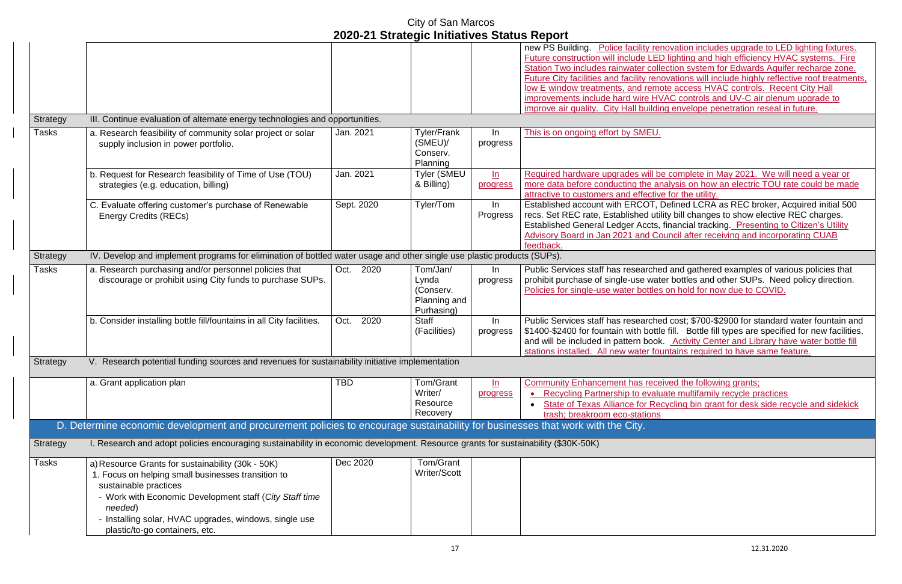# City of San Marcos
## 2020-21 Strategic Initiatives Status Report

| | | | | | |
|---|---|---|---|---|---|
| | | | | | new PS Building. Police facility renovation includes upgrade to LED lighting fixtures. Future construction will include LED lighting and high efficiency HVAC systems. Fire Station Two includes rainwater collection system for Edwards Aquifer recharge zone. Future City facilities and facility renovations will include highly reflective roof treatments, low E window treatments, and remote access HVAC controls. Recent City Hall improvements include hard wire HVAC controls and UV-C air plenum upgrade to improve air quality. City Hall building envelope penetration reseal in future. |
| Strategy | III. Continue evaluation of alternate energy technologies and opportunities. | | | | |
| Tasks | a. Research feasibility of community solar project or solar supply inclusion in power portfolio. | Jan. 2021 | Tyler/Frank (SMEU)/ Conserv. Planning | In progress | This is on ongoing effort by SMEU. |
| | b. Request for Research feasibility of Time of Use (TOU) strategies (e.g. education, billing) | Jan. 2021 | Tyler (SMEU & Billing) | In progress | Required hardware upgrades will be complete in May 2021. We will need a year or more data before conducting the analysis on how an electric TOU rate could be made attractive to customers and effective for the utility. |
| | C. Evaluate offering customer's purchase of Renewable Energy Credits (RECs) | Sept. 2020 | Tyler/Tom | In Progress | Established account with ERCOT, Defined LCRA as REC broker, Acquired initial 500 recs. Set REC rate, Established utility bill changes to show elective REC charges. Established General Ledger Accts, financial tracking. Presenting to Citizen's Utility Advisory Board in Jan 2021 and Council after receiving and incorporating CUAB feedback. |
| Strategy | IV. Develop and implement programs for elimination of bottled water usage and other single use plastic products (SUPs). | | | | |
| Tasks | a. Research purchasing and/or personnel policies that discourage or prohibit using City funds to purchase SUPs. | Oct. 2020 | Tom/Jan/ Lynda (Conserv. Planning and Purhasing) | In progress | Public Services staff has researched and gathered examples of various policies that prohibit purchase of single-use water bottles and other SUPs. Need policy direction. Policies for single-use water bottles on hold for now due to COVID. |
| | b. Consider installing bottle fill/fountains in all City facilities. | Oct. 2020 | Staff (Facilities) | In progress | Public Services staff has researched cost; $700-$2900 for standard water fountain and $1400-$2400 for fountain with bottle fill. Bottle fill types are specified for new facilities, and will be included in pattern book. Activity Center and Library have water bottle fill stations installed. All new water fountains required to have same feature. |
| Strategy | V. Research potential funding sources and revenues for sustainability initiative implementation | | | | |
| | a. Grant application plan | TBD | Tom/Grant Writer/ Resource Recovery | In progress | Community Enhancement has received the following grants;<br>• Recycling Partnership to evaluate multifamily recycle practices<br>• State of Texas Alliance for Recycling bin grant for desk side recycle and sidekick trash; breakroom eco-stations |
| | **D. Determine economic development and procurement policies to encourage sustainability for businesses that work with the City.** | | | | |
| Strategy | I. Research and adopt policies encouraging sustainability in economic development. Resource grants for sustainability ($30K-50K) | | | | |
| Tasks | a) Resource Grants for sustainability (30k - 50K)<br>1. Focus on helping small businesses transition to sustainable practices<br>- Work with Economic Development staff (*City Staff time needed*)<br>- Installing solar, HVAC upgrades, windows, single use plastic/to-go containers, etc. | Dec 2020 | Tom/Grant Writer/Scott | | |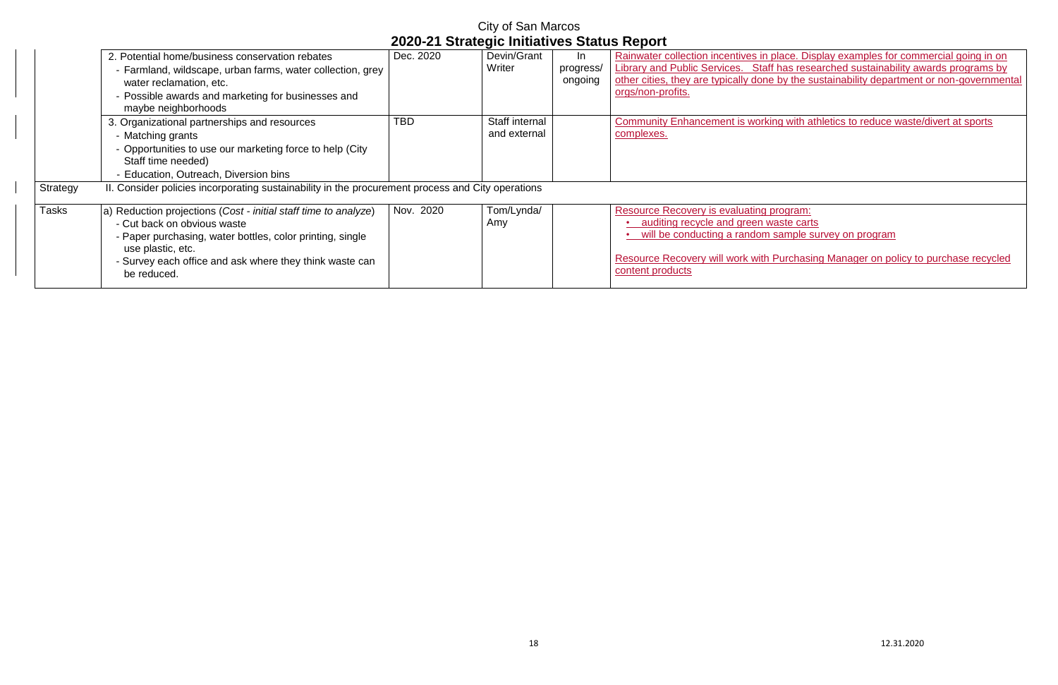# City of San Marcos
## 2020-21 Strategic Initiatives Status Report

| | | | | | |
|---|---|---|---|---|---|
| | 2. Potential home/business conservation rebates<br>- Farmland, wildscape, urban farms, water collection, grey water reclamation, etc.<br>- Possible awards and marketing for businesses and maybe neighborhoods | Dec. 2020 | Devin/Grant Writer | In progress/ ongoing | Rainwater collection incentives in place. Display examples for commercial going in on Library and Public Services. Staff has researched sustainability awards programs by other cities, they are typically done by the sustainability department or non-governmental orgs/non-profits. |
| | 3. Organizational partnerships and resources<br>- Matching grants<br>- Opportunities to use our marketing force to help (City Staff time needed)<br>- Education, Outreach, Diversion bins | TBD | Staff internal and external | | Community Enhancement is working with athletics to reduce waste/divert at sports complexes. |
| Strategy | II. Consider policies incorporating sustainability in the procurement process and City operations | | | | |
| Tasks | a) Reduction projections (*Cost - initial staff time to analyze*)<br>- Cut back on obvious waste<br>- Paper purchasing, water bottles, color printing, single use plastic, etc.<br>- Survey each office and ask where they think waste can be reduced. | Nov. 2020 | Tom/Lynda/ Amy | | Resource Recovery is evaluating program:<br>• auditing recycle and green waste carts<br>• will be conducting a random sample survey on program<br><br>Resource Recovery will work with Purchasing Manager on policy to purchase recycled content products |

12.31.2020